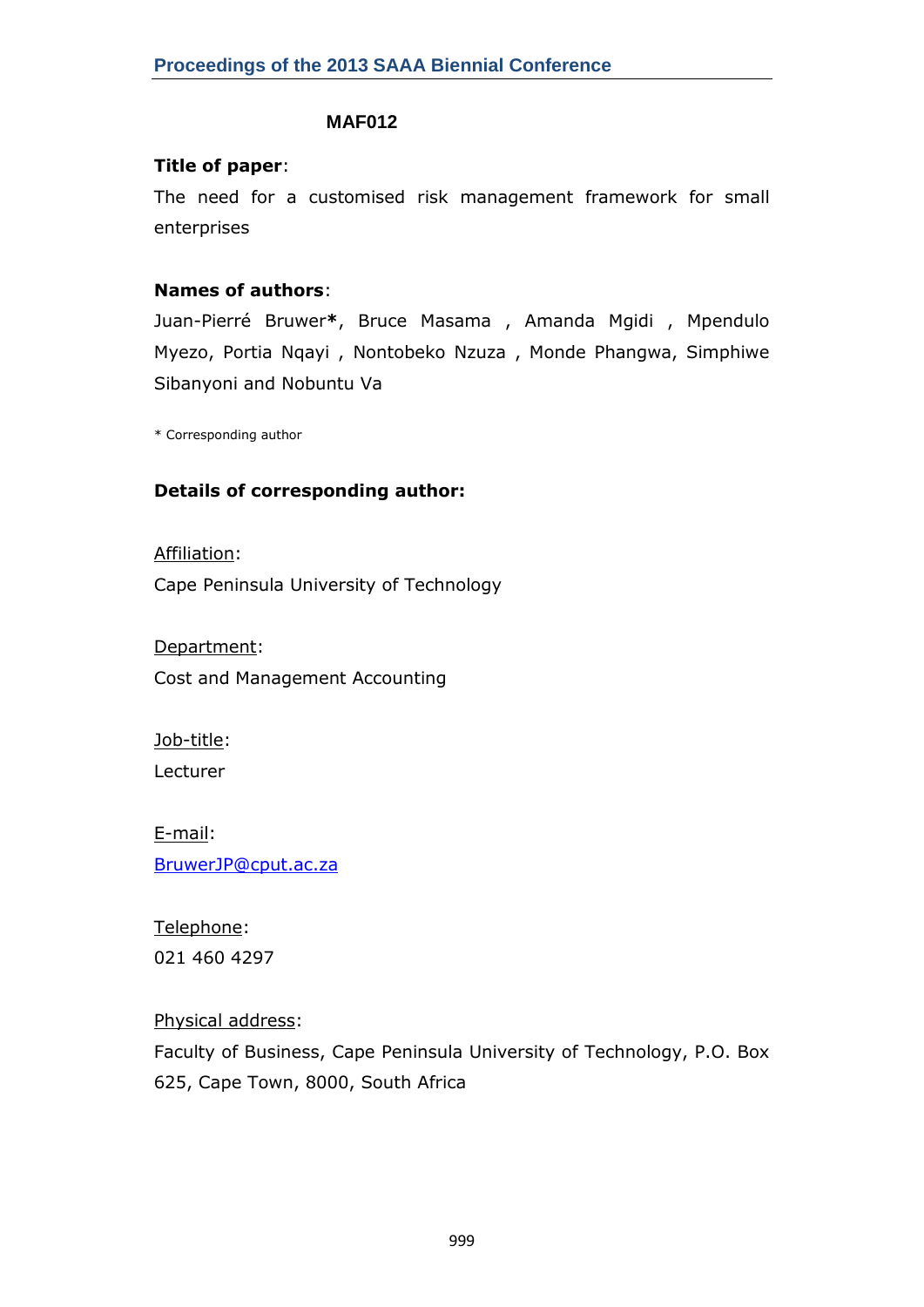**MAF012**

**Title of paper**:

The need for a customised risk management framework for small enterprises

**Names of authors**:

Juan-Pierré Bruwer**\***, Bruce Masama , Amanda Mgidi , Mpendulo Myezo, Portia Nqayi , Nontobeko Nzuza , Monde Phangwa, Simphiwe Sibanyoni and Nobuntu Va

\* Corresponding author

**Details of corresponding author:**

Affiliation:

Cape Peninsula University of Technology

Department:

Cost and Management Accounting

Job-title:

Lecturer

E-mail:

BruwerJP@cput.ac.za

Telephone:

021 460 4297

Physical address:

Faculty of Business, Cape Peninsula University of Technology, P.O. Box 625, Cape Town, 8000, South Africa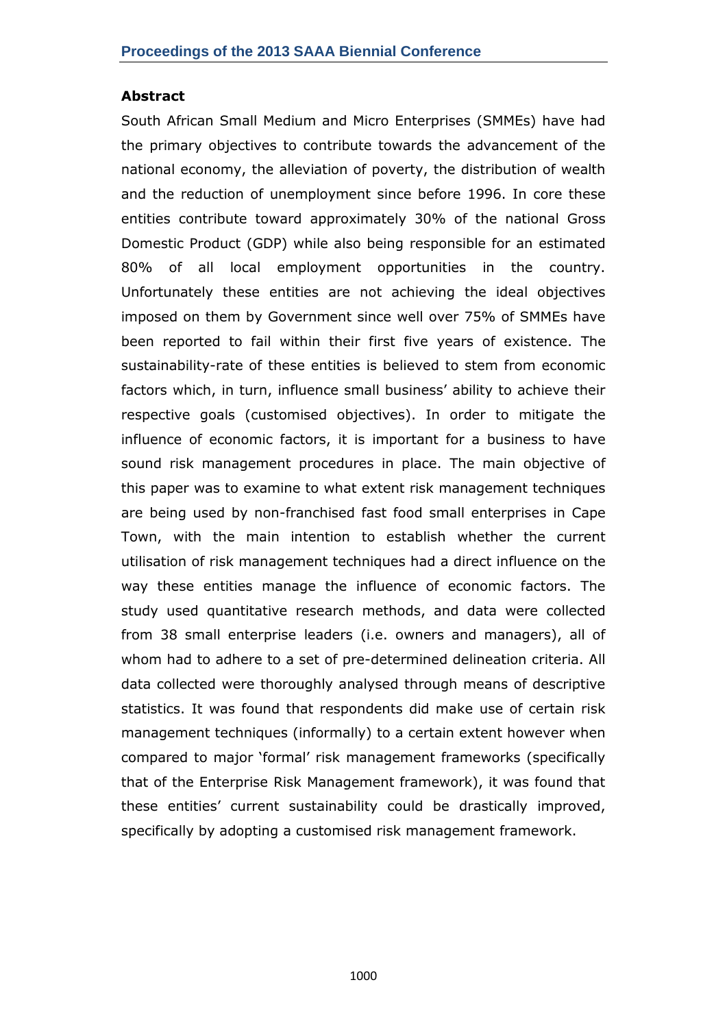## Abstract

South African Small Medium and Micro Enterprises (SMMEs) have had the primary objectives to contribute towards the advancement of the national economy, the alleviation of poverty, the distribution of wealth and the reduction of unemployment since before 1996. In core these entities contribute toward approximately 30% of the national Gross Domestic Product (GDP) while also being responsible for an estimated 80% of all local employment opportunities in the country. Unfortunately these entities are not achieving the ideal objectives imposed on them by Government since well over 75% of SMMEs have been reported to fail within their first five years of existence. The sustainability-rate of these entities is believed to stem from economic factors which, in turn, influence small business' ability to achieve their respective goals (customised objectives). In order to mitigate the influence of economic factors, it is important for a business to have sound risk management procedures in place. The main objective of this paper was to examine to what extent risk management techniques are being used by non-franchised fast food small enterprises in Cape Town, with the main intention to establish whether the current utilisation of risk management techniques had a direct influence on the way these entities manage the influence of economic factors. The study used quantitative research methods, and data were collected from 38 small enterprise leaders (i.e. owners and managers), all of whom had to adhere to a set of pre-determined delineation criteria. All data collected were thoroughly analysed through means of descriptive statistics. It was found that respondents did make use of certain risk management techniques (informally) to a certain extent however when compared to major 'formal' risk management frameworks (specifically that of the Enterprise Risk Management framework), it was found that these entities' current sustainability could be drastically improved, specifically by adopting a customised risk management framework.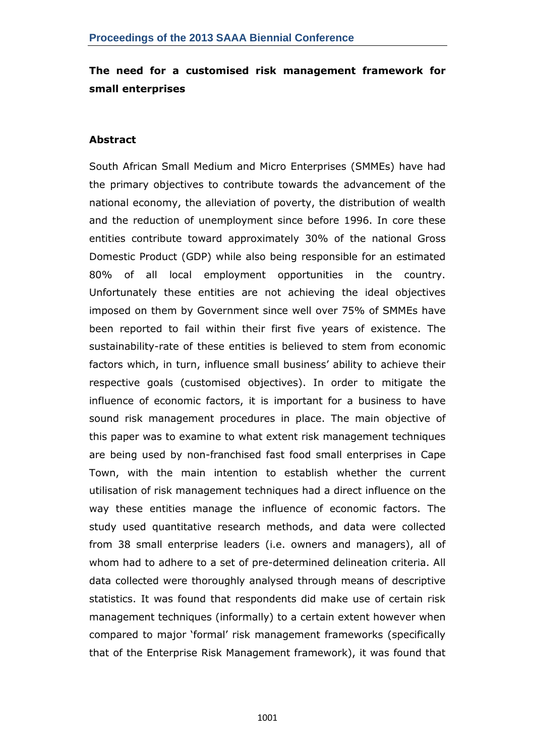## The need for a customised risk management framework for small enterprises

### Abstract

South African Small Medium and Micro Enterprises (SMMEs) have had the primary objectives to contribute towards the advancement of the national economy, the alleviation of poverty, the distribution of wealth and the reduction of unemployment since before 1996. In core these entities contribute toward approximately 30% of the national Gross Domestic Product (GDP) while also being responsible for an estimated 80% of all local employment opportunities in the country. Unfortunately these entities are not achieving the ideal objectives imposed on them by Government since well over 75% of SMMEs have been reported to fail within their first five years of existence. The sustainability-rate of these entities is believed to stem from economic factors which, in turn, influence small business' ability to achieve their respective goals (customised objectives). In order to mitigate the influence of economic factors, it is important for a business to have sound risk management procedures in place. The main objective of this paper was to examine to what extent risk management techniques are being used by non-franchised fast food small enterprises in Cape Town, with the main intention to establish whether the current utilisation of risk management techniques had a direct influence on the way these entities manage the influence of economic factors. The study used quantitative research methods, and data were collected from 38 small enterprise leaders (i.e. owners and managers), all of whom had to adhere to a set of pre-determined delineation criteria. All data collected were thoroughly analysed through means of descriptive statistics. It was found that respondents did make use of certain risk management techniques (informally) to a certain extent however when compared to major 'formal' risk management frameworks (specifically that of the Enterprise Risk Management framework), it was found that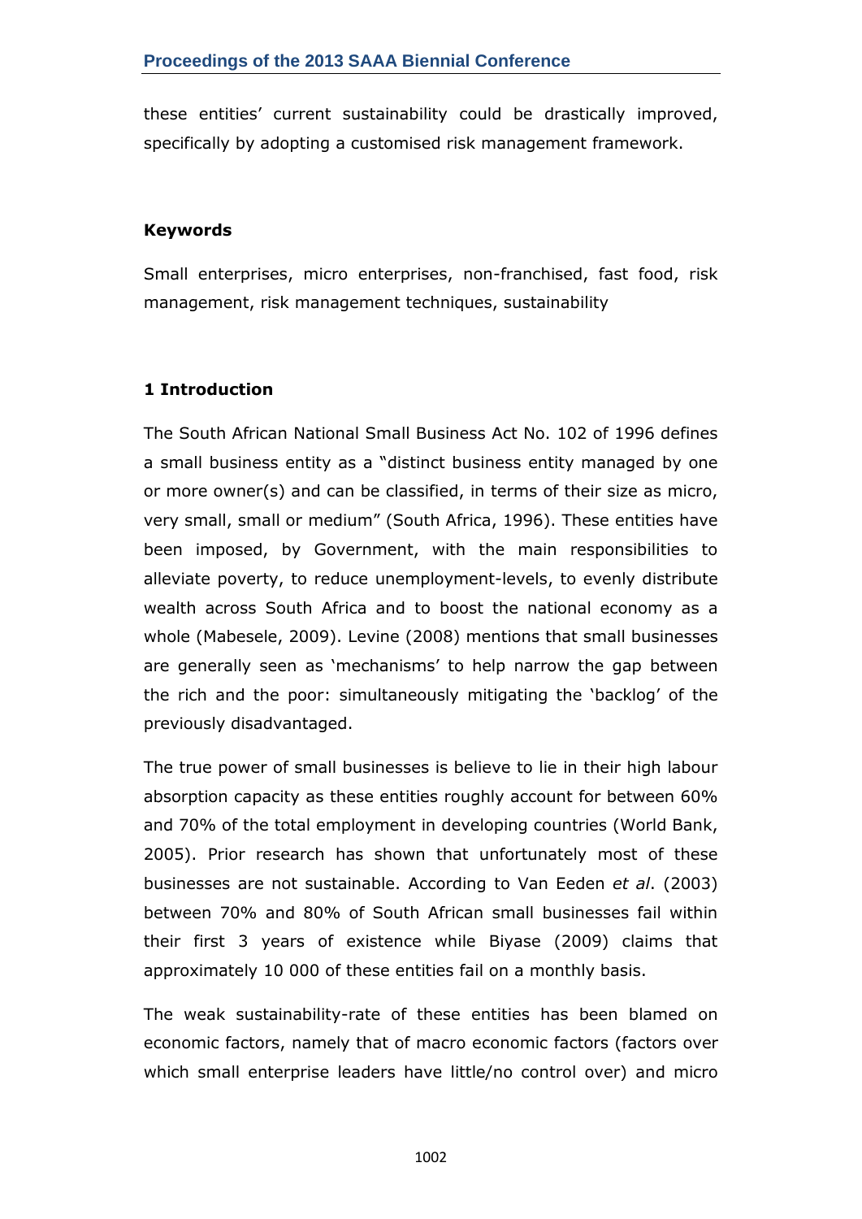these entities' current sustainability could be drastically improved, specifically by adopting a customised risk management framework.

**Keywords**

Small enterprises, micro enterprises, non-franchised, fast food, risk management, risk management techniques, sustainability

## 1 Introduction

The South African National Small Business Act No. 102 of 1996 defines a small business entity as a "distinct business entity managed by one or more owner(s) and can be classified, in terms of their size as micro, very small, small or medium" (South Africa, 1996). These entities have been imposed, by Government, with the main responsibilities to alleviate poverty, to reduce unemployment-levels, to evenly distribute wealth across South Africa and to boost the national economy as a whole (Mabesele, 2009). Levine (2008) mentions that small businesses are generally seen as 'mechanisms' to help narrow the gap between the rich and the poor: simultaneously mitigating the 'backlog' of the previously disadvantaged.

The true power of small businesses is believe to lie in their high labour absorption capacity as these entities roughly account for between 60% and 70% of the total employment in developing countries (World Bank, 2005). Prior research has shown that unfortunately most of these businesses are not sustainable. According to Van Eeden *et al*. (2003) between 70% and 80% of South African small businesses fail within their first 3 years of existence while Biyase (2009) claims that approximately 10 000 of these entities fail on a monthly basis.

The weak sustainability-rate of these entities has been blamed on economic factors, namely that of macro economic factors (factors over which small enterprise leaders have little/no control over) and micro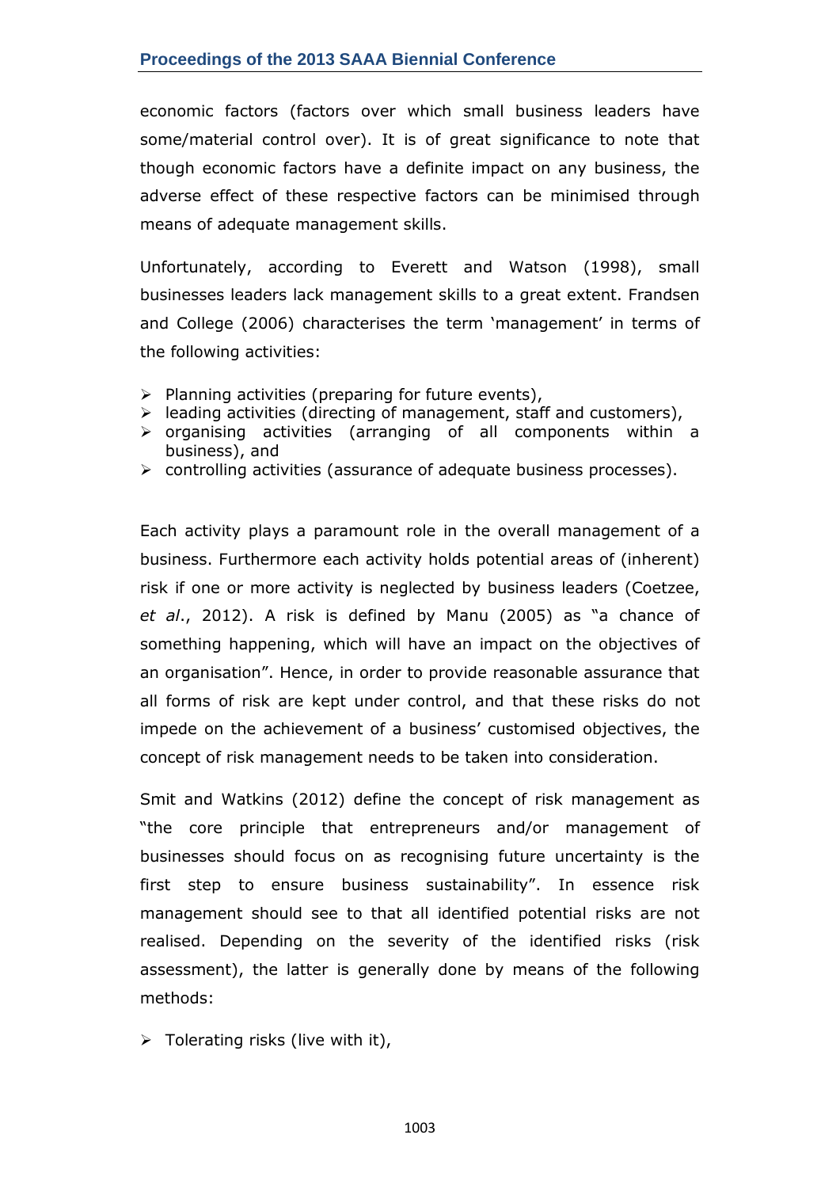economic factors (factors over which small business leaders have some/material control over). It is of great significance to note that though economic factors have a definite impact on any business, the adverse effect of these respective factors can be minimised through means of adequate management skills.

Unfortunately, according to Everett and Watson (1998), small businesses leaders lack management skills to a great extent. Frandsen and College (2006) characterises the term 'management' in terms of the following activities:

- Planning activities (preparing for future events),
- leading activities (directing of management, staff and customers),
- organising activities (arranging of all components within a business), and
- controlling activities (assurance of adequate business processes).

Each activity plays a paramount role in the overall management of a business. Furthermore each activity holds potential areas of (inherent) risk if one or more activity is neglected by business leaders (Coetzee, *et al*., 2012). A risk is defined by Manu (2005) as "a chance of something happening, which will have an impact on the objectives of an organisation". Hence, in order to provide reasonable assurance that all forms of risk are kept under control, and that these risks do not impede on the achievement of a business' customised objectives, the concept of risk management needs to be taken into consideration.

Smit and Watkins (2012) define the concept of risk management as "the core principle that entrepreneurs and/or management of businesses should focus on as recognising future uncertainty is the first step to ensure business sustainability". In essence risk management should see to that all identified potential risks are not realised. Depending on the severity of the identified risks (risk assessment), the latter is generally done by means of the following methods:

- Tolerating risks (live with it),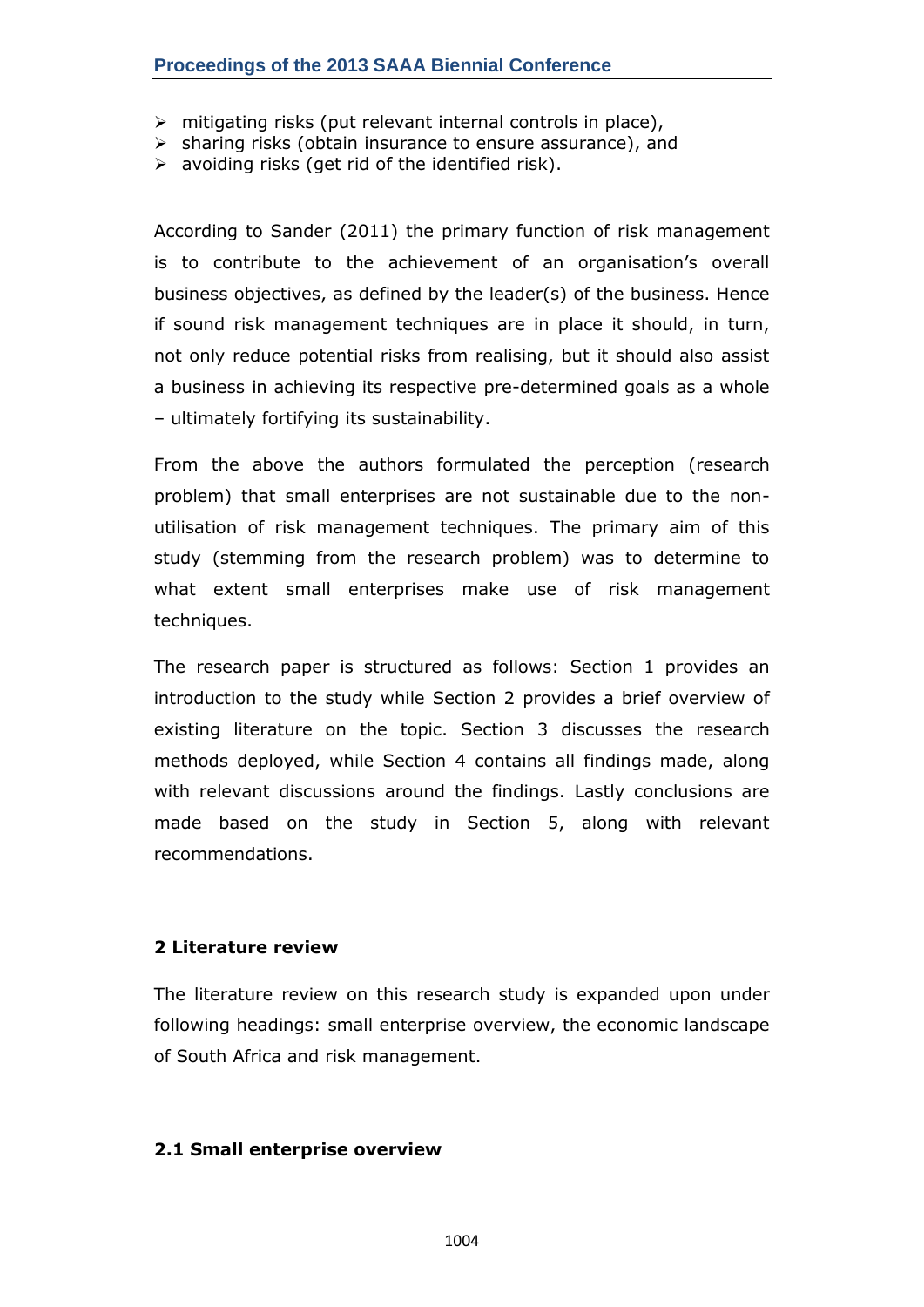- mitigating risks (put relevant internal controls in place),
- sharing risks (obtain insurance to ensure assurance), and
- avoiding risks (get rid of the identified risk).

According to Sander (2011) the primary function of risk management is to contribute to the achievement of an organisation's overall business objectives, as defined by the leader(s) of the business. Hence if sound risk management techniques are in place it should, in turn, not only reduce potential risks from realising, but it should also assist a business in achieving its respective pre-determined goals as a whole – ultimately fortifying its sustainability.

From the above the authors formulated the perception (research problem) that small enterprises are not sustainable due to the non-utilisation of risk management techniques. The primary aim of this study (stemming from the research problem) was to determine to what extent small enterprises make use of risk management techniques.

The research paper is structured as follows: Section 1 provides an introduction to the study while Section 2 provides a brief overview of existing literature on the topic. Section 3 discusses the research methods deployed, while Section 4 contains all findings made, along with relevant discussions around the findings. Lastly conclusions are made based on the study in Section 5, along with relevant recommendations.

## 2 Literature review

The literature review on this research study is expanded upon under following headings: small enterprise overview, the economic landscape of South Africa and risk management.

### 2.1 Small enterprise overview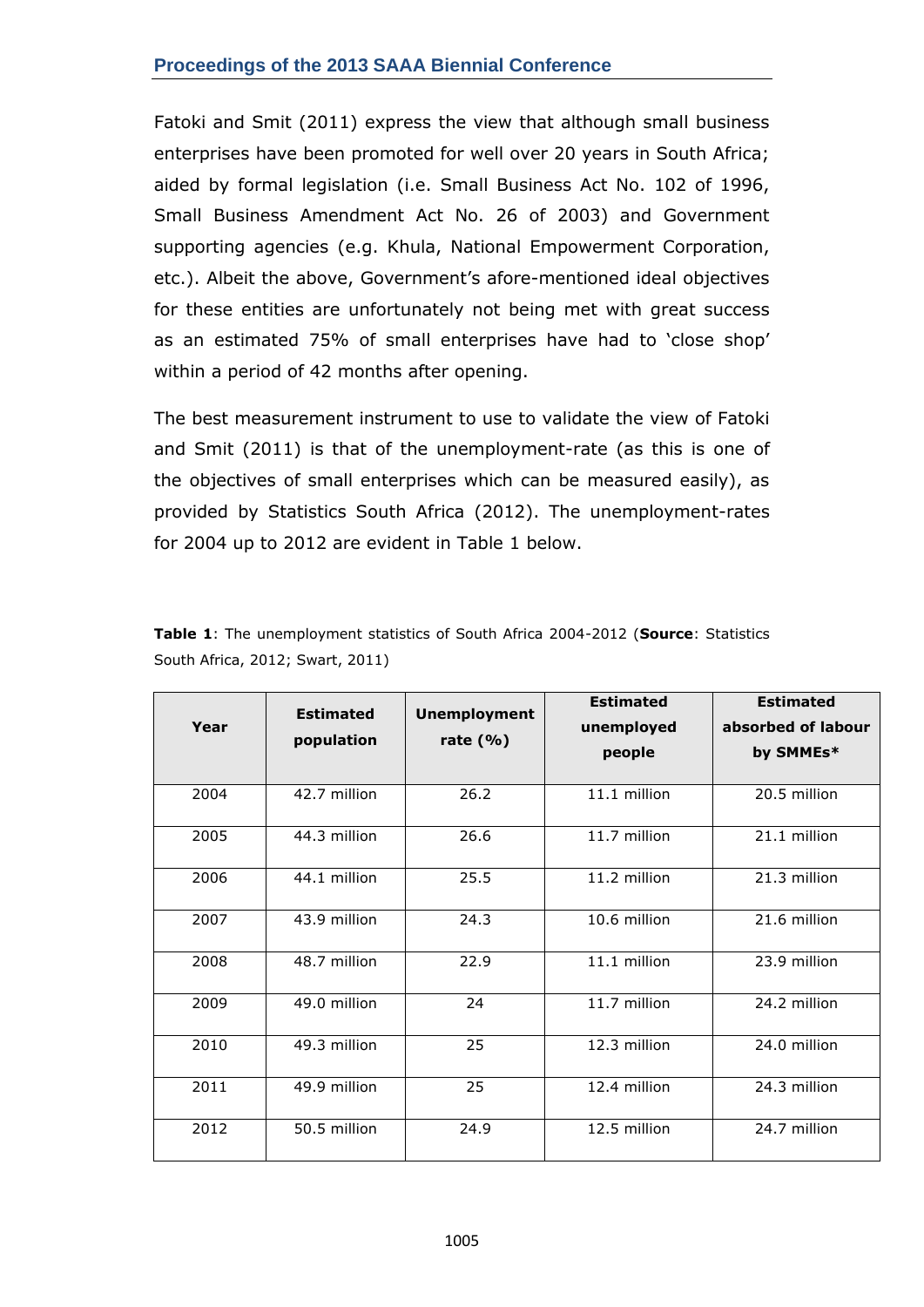Fatoki and Smit (2011) express the view that although small business enterprises have been promoted for well over 20 years in South Africa; aided by formal legislation (i.e. Small Business Act No. 102 of 1996, Small Business Amendment Act No. 26 of 2003) and Government supporting agencies (e.g. Khula, National Empowerment Corporation, etc.). Albeit the above, Government's afore-mentioned ideal objectives for these entities are unfortunately not being met with great success as an estimated 75% of small enterprises have had to 'close shop' within a period of 42 months after opening.

The best measurement instrument to use to validate the view of Fatoki and Smit (2011) is that of the unemployment-rate (as this is one of the objectives of small enterprises which can be measured easily), as provided by Statistics South Africa (2012). The unemployment-rates for 2004 up to 2012 are evident in Table 1 below.

**Table 1**: The unemployment statistics of South Africa 2004-2012 (**Source**: Statistics South Africa, 2012; Swart, 2011)

| Year | Estimated population | Unemployment rate (%) | Estimated unemployed people | Estimated absorbed of labour by SMMEs* |
|---|---|---|---|---|
| 2004 | 42.7 million | 26.2 | 11.1 million | 20.5 million |
| 2005 | 44.3 million | 26.6 | 11.7 million | 21.1 million |
| 2006 | 44.1 million | 25.5 | 11.2 million | 21.3 million |
| 2007 | 43.9 million | 24.3 | 10.6 million | 21.6 million |
| 2008 | 48.7 million | 22.9 | 11.1 million | 23.9 million |
| 2009 | 49.0 million | 24 | 11.7 million | 24.2 million |
| 2010 | 49.3 million | 25 | 12.3 million | 24.0 million |
| 2011 | 49.9 million | 25 | 12.4 million | 24.3 million |
| 2012 | 50.5 million | 24.9 | 12.5 million | 24.7 million |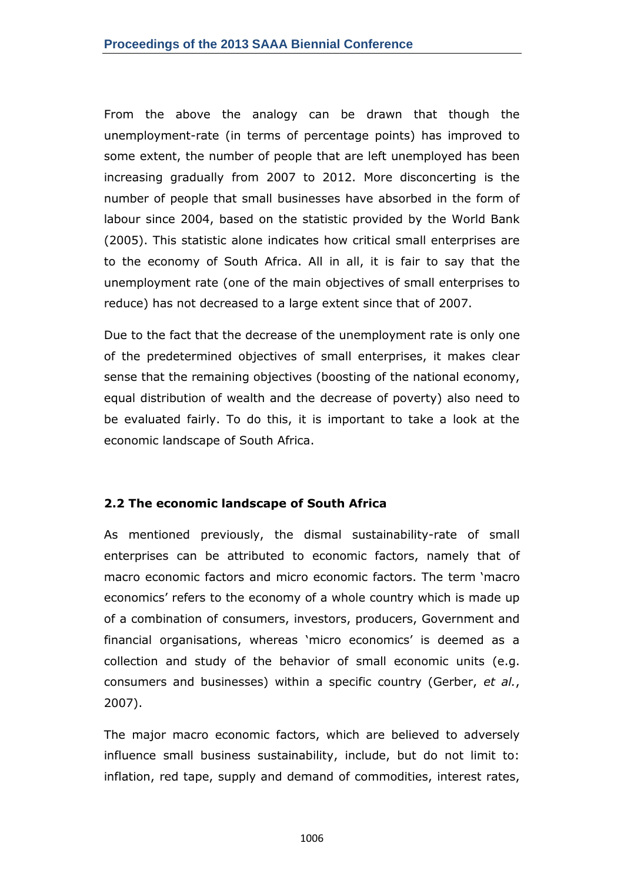From the above the analogy can be drawn that though the unemployment-rate (in terms of percentage points) has improved to some extent, the number of people that are left unemployed has been increasing gradually from 2007 to 2012. More disconcerting is the number of people that small businesses have absorbed in the form of labour since 2004, based on the statistic provided by the World Bank (2005). This statistic alone indicates how critical small enterprises are to the economy of South Africa. All in all, it is fair to say that the unemployment rate (one of the main objectives of small enterprises to reduce) has not decreased to a large extent since that of 2007.

Due to the fact that the decrease of the unemployment rate is only one of the predetermined objectives of small enterprises, it makes clear sense that the remaining objectives (boosting of the national economy, equal distribution of wealth and the decrease of poverty) also need to be evaluated fairly. To do this, it is important to take a look at the economic landscape of South Africa.

### 2.2 The economic landscape of South Africa

As mentioned previously, the dismal sustainability-rate of small enterprises can be attributed to economic factors, namely that of macro economic factors and micro economic factors. The term 'macro economics' refers to the economy of a whole country which is made up of a combination of consumers, investors, producers, Government and financial organisations, whereas 'micro economics' is deemed as a collection and study of the behavior of small economic units (e.g. consumers and businesses) within a specific country (Gerber, *et al.*, 2007).

The major macro economic factors, which are believed to adversely influence small business sustainability, include, but do not limit to: inflation, red tape, supply and demand of commodities, interest rates,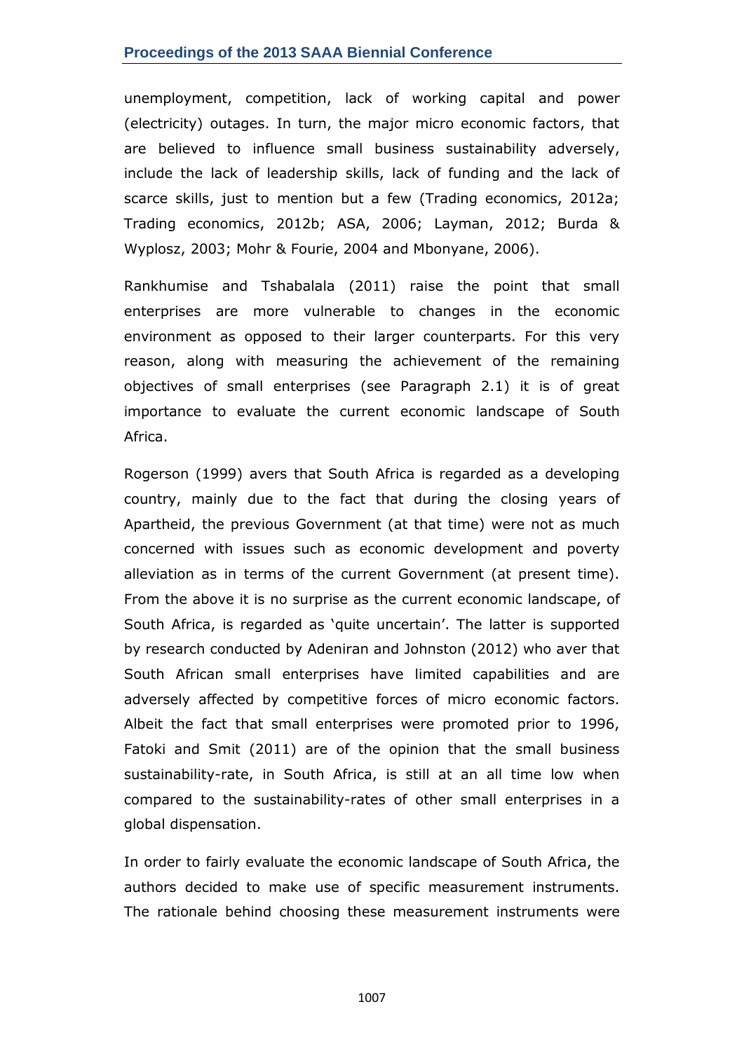unemployment, competition, lack of working capital and power (electricity) outages. In turn, the major micro economic factors, that are believed to influence small business sustainability adversely, include the lack of leadership skills, lack of funding and the lack of scarce skills, just to mention but a few (Trading economics, 2012a; Trading economics, 2012b; ASA, 2006; Layman, 2012; Burda & Wyplosz, 2003; Mohr & Fourie, 2004 and Mbonyane, 2006).

Rankhumise and Tshabalala (2011) raise the point that small enterprises are more vulnerable to changes in the economic environment as opposed to their larger counterparts. For this very reason, along with measuring the achievement of the remaining objectives of small enterprises (see Paragraph 2.1) it is of great importance to evaluate the current economic landscape of South Africa.

Rogerson (1999) avers that South Africa is regarded as a developing country, mainly due to the fact that during the closing years of Apartheid, the previous Government (at that time) were not as much concerned with issues such as economic development and poverty alleviation as in terms of the current Government (at present time). From the above it is no surprise as the current economic landscape, of South Africa, is regarded as 'quite uncertain'. The latter is supported by research conducted by Adeniran and Johnston (2012) who aver that South African small enterprises have limited capabilities and are adversely affected by competitive forces of micro economic factors. Albeit the fact that small enterprises were promoted prior to 1996, Fatoki and Smit (2011) are of the opinion that the small business sustainability-rate, in South Africa, is still at an all time low when compared to the sustainability-rates of other small enterprises in a global dispensation.

In order to fairly evaluate the economic landscape of South Africa, the authors decided to make use of specific measurement instruments. The rationale behind choosing these measurement instruments were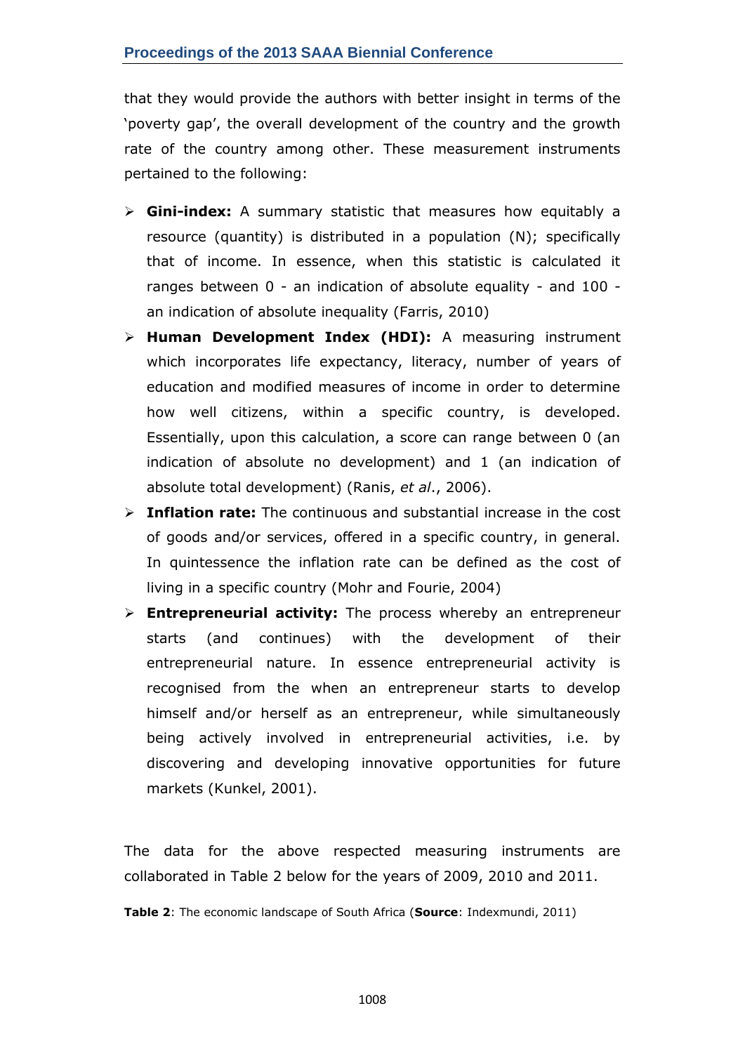that they would provide the authors with better insight in terms of the 'poverty gap', the overall development of the country and the growth rate of the country among other. These measurement instruments pertained to the following:

- **Gini-index:** A summary statistic that measures how equitably a resource (quantity) is distributed in a population (N); specifically that of income. In essence, when this statistic is calculated it ranges between 0 - an indication of absolute equality - and 100 - an indication of absolute inequality (Farris, 2010)
- **Human Development Index (HDI):** A measuring instrument which incorporates life expectancy, literacy, number of years of education and modified measures of income in order to determine how well citizens, within a specific country, is developed. Essentially, upon this calculation, a score can range between 0 (an indication of absolute no development) and 1 (an indication of absolute total development) (Ranis, *et al*., 2006).
- **Inflation rate:** The continuous and substantial increase in the cost of goods and/or services, offered in a specific country, in general. In quintessence the inflation rate can be defined as the cost of living in a specific country (Mohr and Fourie, 2004)
- **Entrepreneurial activity:** The process whereby an entrepreneur starts (and continues) with the development of their entrepreneurial nature. In essence entrepreneurial activity is recognised from the when an entrepreneur starts to develop himself and/or herself as an entrepreneur, while simultaneously being actively involved in entrepreneurial activities, i.e. by discovering and developing innovative opportunities for future markets (Kunkel, 2001).

The data for the above respected measuring instruments are collaborated in Table 2 below for the years of 2009, 2010 and 2011.

**Table 2**: The economic landscape of South Africa (**Source**: Indexmundi, 2011)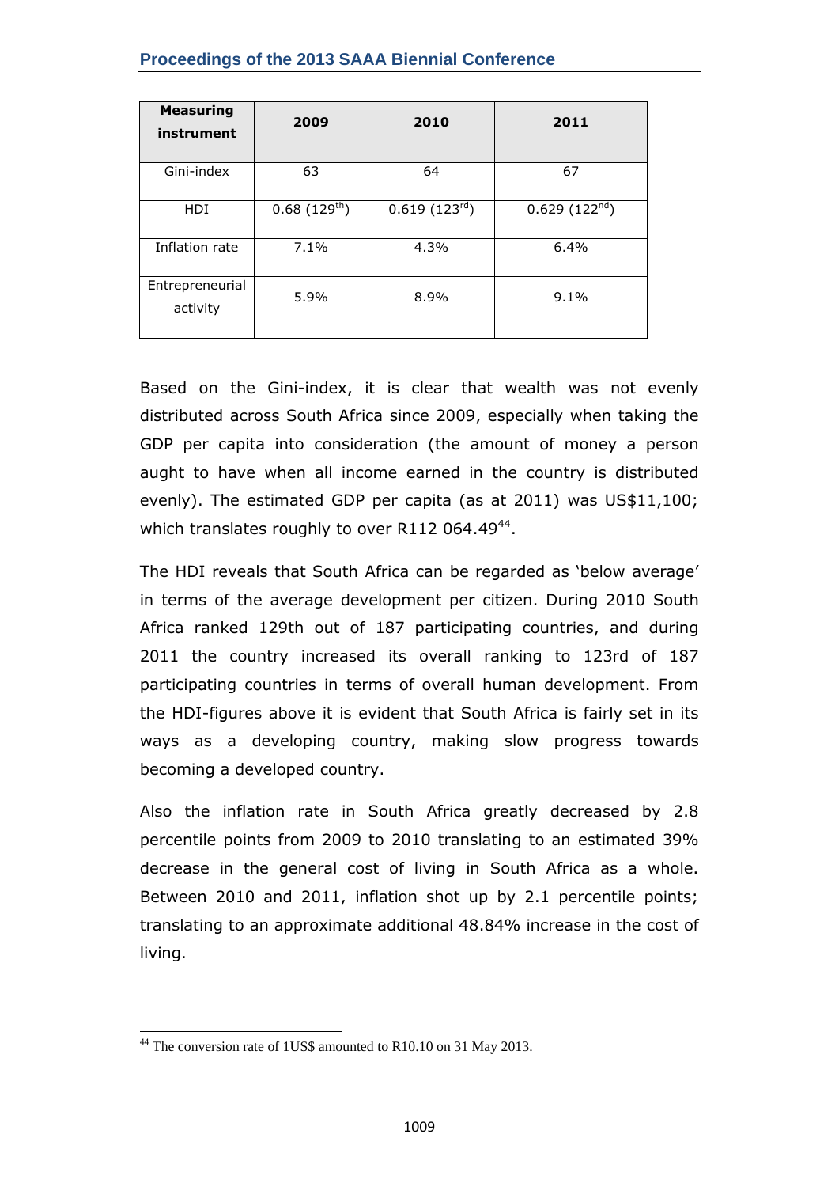| Measuring instrument | 2009 | 2010 | 2011 |
|---|---|---|---|
| Gini-index | 63 | 64 | 67 |
| HDI | 0.68 (129$^{th}$) | 0.619 (123$^{rd}$) | 0.629 (122$^{nd}$) |
| Inflation rate | 7.1% | 4.3% | 6.4% |
| Entrepreneurial activity | 5.9% | 8.9% | 9.1% |

Based on the Gini-index, it is clear that wealth was not evenly distributed across South Africa since 2009, especially when taking the GDP per capita into consideration (the amount of money a person aught to have when all income earned in the country is distributed evenly). The estimated GDP per capita (as at 2011) was US$11,100; which translates roughly to over R112 064.49[44].

The HDI reveals that South Africa can be regarded as 'below average' in terms of the average development per citizen. During 2010 South Africa ranked 129th out of 187 participating countries, and during 2011 the country increased its overall ranking to 123rd of 187 participating countries in terms of overall human development. From the HDI-figures above it is evident that South Africa is fairly set in its ways as a developing country, making slow progress towards becoming a developed country.

Also the inflation rate in South Africa greatly decreased by 2.8 percentile points from 2009 to 2010 translating to an estimated 39% decrease in the general cost of living in South Africa as a whole. Between 2010 and 2011, inflation shot up by 2.1 percentile points; translating to an approximate additional 48.84% increase in the cost of living.

---

[44] The conversion rate of 1US$ amounted to R10.10 on 31 May 2013.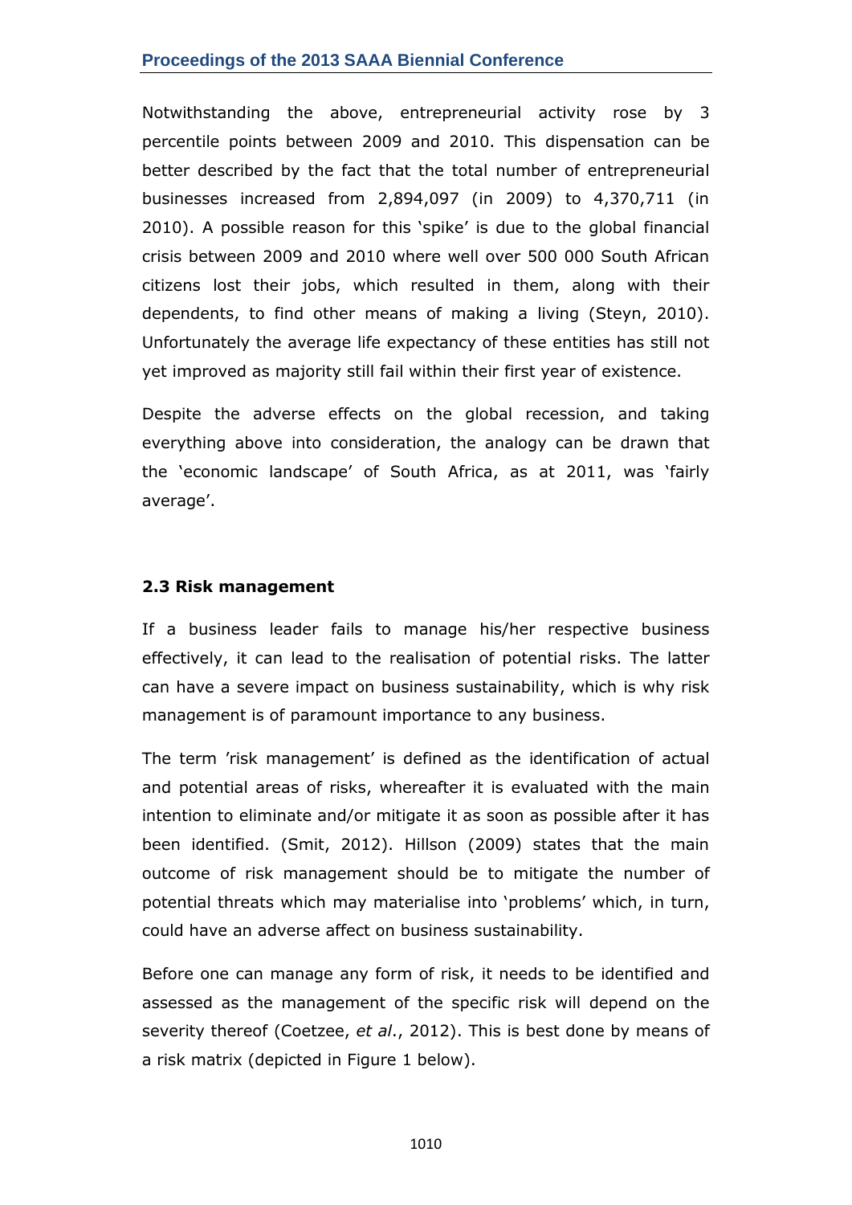Notwithstanding the above, entrepreneurial activity rose by 3 percentile points between 2009 and 2010. This dispensation can be better described by the fact that the total number of entrepreneurial businesses increased from 2,894,097 (in 2009) to 4,370,711 (in 2010). A possible reason for this 'spike' is due to the global financial crisis between 2009 and 2010 where well over 500 000 South African citizens lost their jobs, which resulted in them, along with their dependents, to find other means of making a living (Steyn, 2010). Unfortunately the average life expectancy of these entities has still not yet improved as majority still fail within their first year of existence.

Despite the adverse effects on the global recession, and taking everything above into consideration, the analogy can be drawn that the 'economic landscape' of South Africa, as at 2011, was 'fairly average'.

### 2.3 Risk management

If a business leader fails to manage his/her respective business effectively, it can lead to the realisation of potential risks. The latter can have a severe impact on business sustainability, which is why risk management is of paramount importance to any business.

The term 'risk management' is defined as the identification of actual and potential areas of risks, whereafter it is evaluated with the main intention to eliminate and/or mitigate it as soon as possible after it has been identified. (Smit, 2012). Hillson (2009) states that the main outcome of risk management should be to mitigate the number of potential threats which may materialise into 'problems' which, in turn, could have an adverse affect on business sustainability.

Before one can manage any form of risk, it needs to be identified and assessed as the management of the specific risk will depend on the severity thereof (Coetzee, *et al*., 2012). This is best done by means of a risk matrix (depicted in Figure 1 below).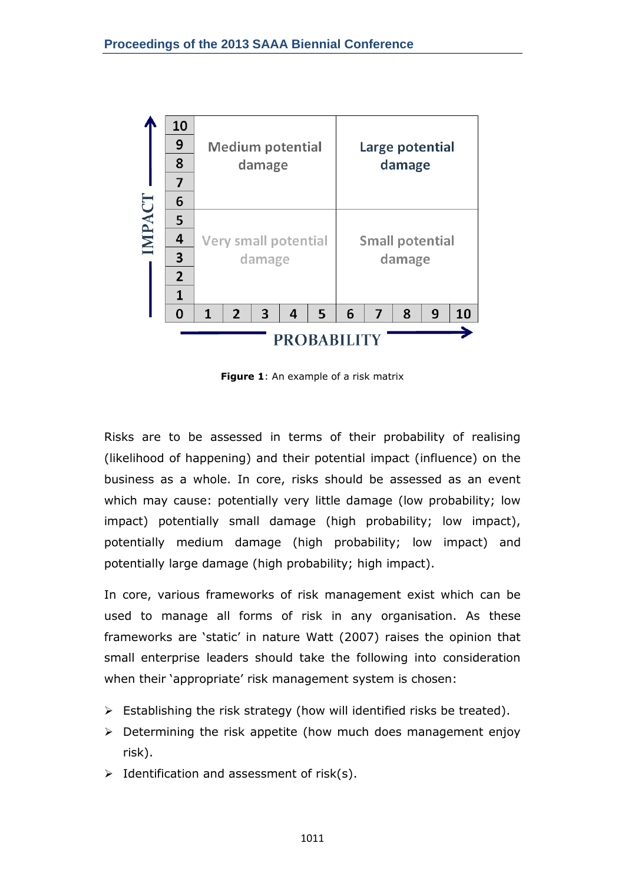| 10 | Medium potential damage | | | | | Large potential damage | | | | |
|---|---|---|---|---|---|---|---|---|---|---|
| 9 | | | | | | | | | | |
| 8 | | | | | | | | | | |
| 7 | | | | | | | | | | |
| 6 | | | | | | | | | | |
| 5 | Very small potential damage | | | | | Small potential damage | | | | |
| 4 | | | | | | | | | | |
| 3 | | | | | | | | | | |
| 2 | | | | | | | | | | |
| 1 | | | | | | | | | | |
| 0 | 1 | 2 | 3 | 4 | 5 | 6 | 7 | 8 | 9 | 10 |

IMPACT (vertical axis) / PROBABILITY (horizontal axis)

**Figure 1**: An example of a risk matrix

Risks are to be assessed in terms of their probability of realising (likelihood of happening) and their potential impact (influence) on the business as a whole. In core, risks should be assessed as an event which may cause: potentially very little damage (low probability; low impact) potentially small damage (high probability; low impact), potentially medium damage (high probability; low impact) and potentially large damage (high probability; high impact).

In core, various frameworks of risk management exist which can be used to manage all forms of risk in any organisation. As these frameworks are 'static' in nature Watt (2007) raises the opinion that small enterprise leaders should take the following into consideration when their 'appropriate' risk management system is chosen:

- Establishing the risk strategy (how will identified risks be treated).
- Determining the risk appetite (how much does management enjoy risk).
- Identification and assessment of risk(s).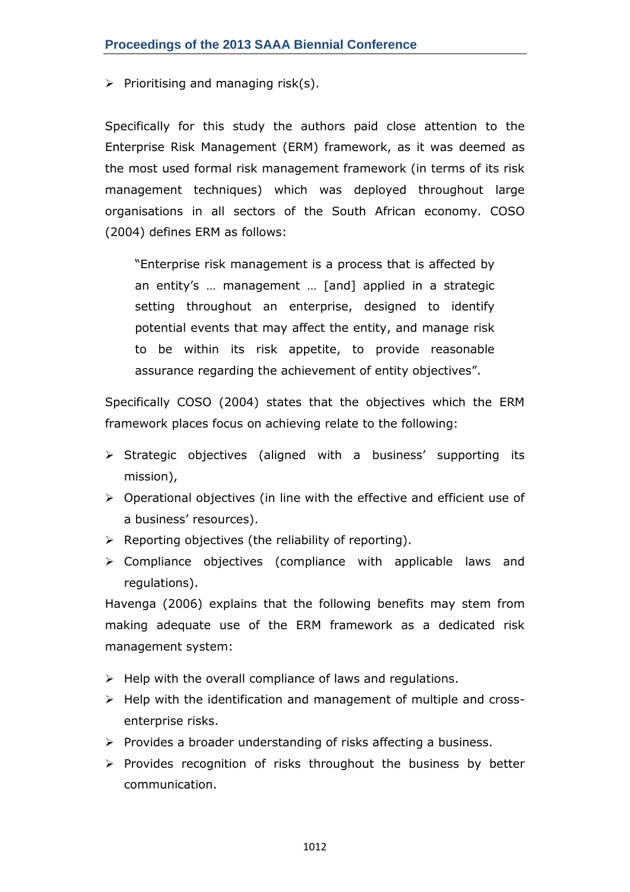- Prioritising and managing risk(s).

Specifically for this study the authors paid close attention to the Enterprise Risk Management (ERM) framework, as it was deemed as the most used formal risk management framework (in terms of its risk management techniques) which was deployed throughout large organisations in all sectors of the South African economy. COSO (2004) defines ERM as follows:

> "Enterprise risk management is a process that is affected by an entity's … management … [and] applied in a strategic setting throughout an enterprise, designed to identify potential events that may affect the entity, and manage risk to be within its risk appetite, to provide reasonable assurance regarding the achievement of entity objectives".

Specifically COSO (2004) states that the objectives which the ERM framework places focus on achieving relate to the following:

- Strategic objectives (aligned with a business' supporting its mission),
- Operational objectives (in line with the effective and efficient use of a business' resources).
- Reporting objectives (the reliability of reporting).
- Compliance objectives (compliance with applicable laws and regulations).

Havenga (2006) explains that the following benefits may stem from making adequate use of the ERM framework as a dedicated risk management system:

- Help with the overall compliance of laws and regulations.
- Help with the identification and management of multiple and cross-enterprise risks.
- Provides a broader understanding of risks affecting a business.
- Provides recognition of risks throughout the business by better communication.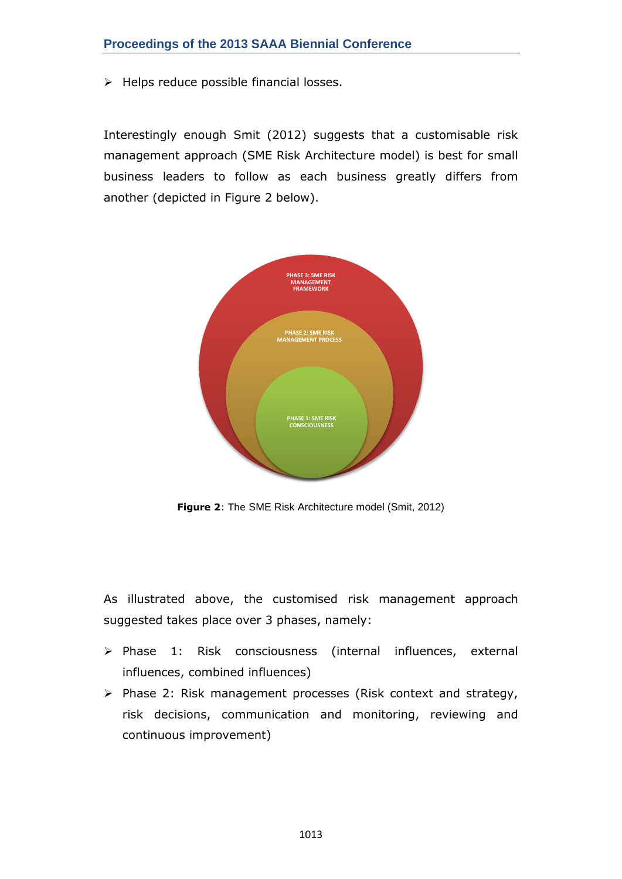- Helps reduce possible financial losses.

Interestingly enough Smit (2012) suggests that a customisable risk management approach (SME Risk Architecture model) is best for small business leaders to follow as each business greatly differs from another (depicted in Figure 2 below).

PHASE 3: SME RISK MANAGEMENT FRAMEWORK

PHASE 2: SME RISK MANAGEMENT PROCESS

PHASE 1: SME RISK CONSCIOUSNESS

**Figure 2**: The SME Risk Architecture model (Smit, 2012)

As illustrated above, the customised risk management approach suggested takes place over 3 phases, namely:

- Phase 1: Risk consciousness (internal influences, external influences, combined influences)
- Phase 2: Risk management processes (Risk context and strategy, risk decisions, communication and monitoring, reviewing and continuous improvement)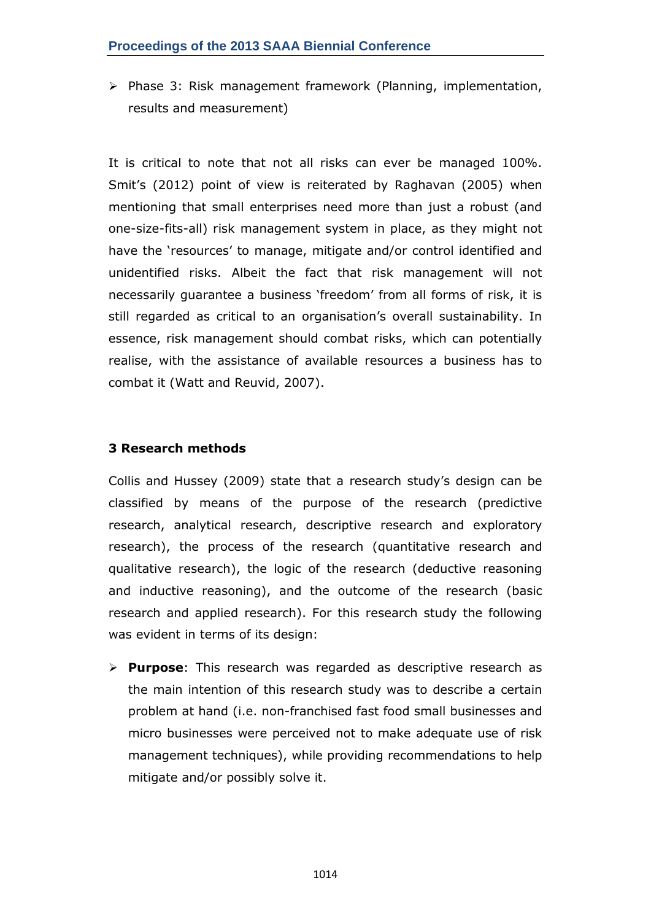- Phase 3: Risk management framework (Planning, implementation, results and measurement)

It is critical to note that not all risks can ever be managed 100%. Smit's (2012) point of view is reiterated by Raghavan (2005) when mentioning that small enterprises need more than just a robust (and one-size-fits-all) risk management system in place, as they might not have the 'resources' to manage, mitigate and/or control identified and unidentified risks. Albeit the fact that risk management will not necessarily guarantee a business 'freedom' from all forms of risk, it is still regarded as critical to an organisation's overall sustainability. In essence, risk management should combat risks, which can potentially realise, with the assistance of available resources a business has to combat it (Watt and Reuvid, 2007).

## 3 Research methods

Collis and Hussey (2009) state that a research study's design can be classified by means of the purpose of the research (predictive research, analytical research, descriptive research and exploratory research), the process of the research (quantitative research and qualitative research), the logic of the research (deductive reasoning and inductive reasoning), and the outcome of the research (basic research and applied research). For this research study the following was evident in terms of its design:

- **Purpose**: This research was regarded as descriptive research as the main intention of this research study was to describe a certain problem at hand (i.e. non-franchised fast food small businesses and micro businesses were perceived not to make adequate use of risk management techniques), while providing recommendations to help mitigate and/or possibly solve it.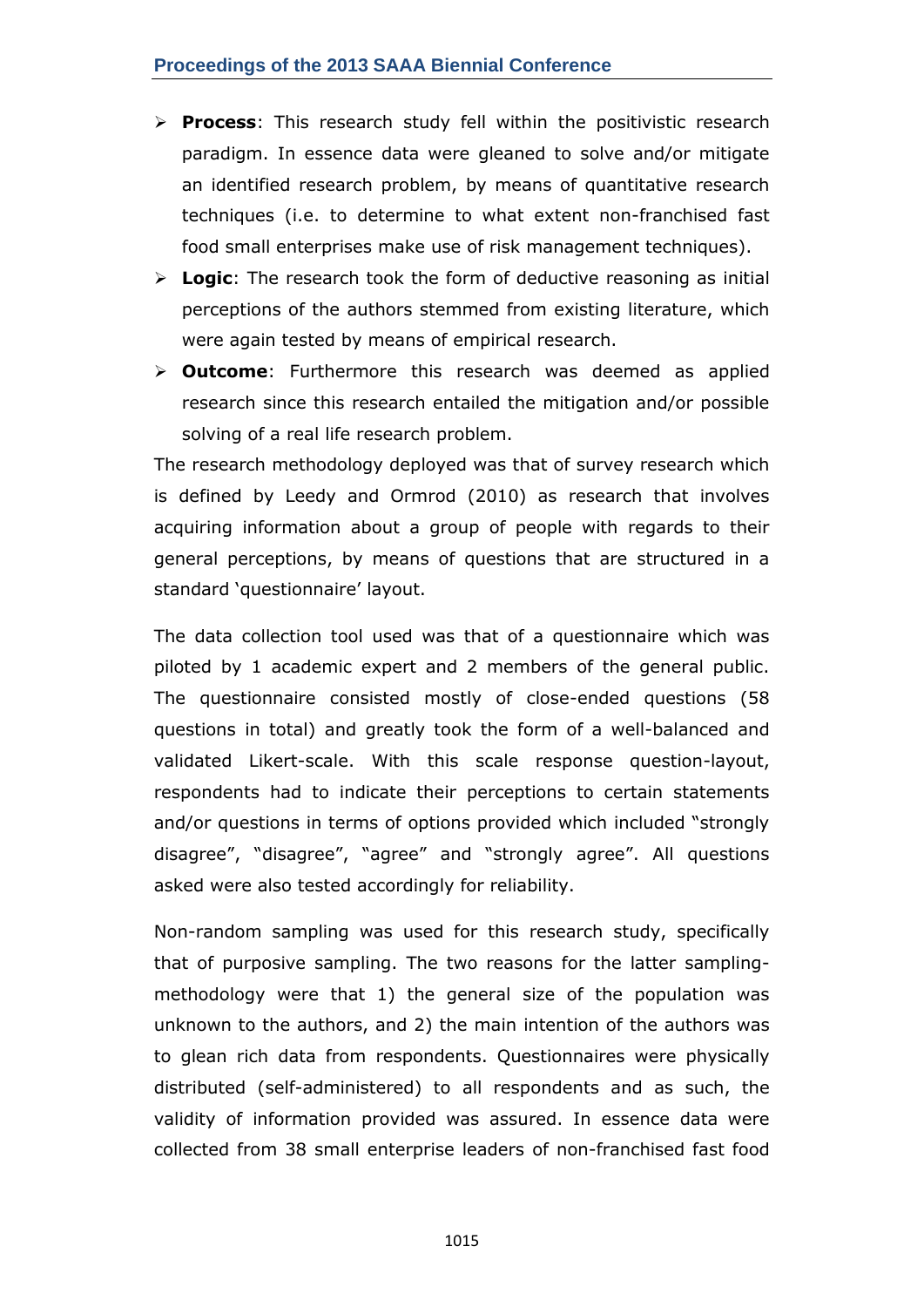- **Process**: This research study fell within the positivistic research paradigm. In essence data were gleaned to solve and/or mitigate an identified research problem, by means of quantitative research techniques (i.e. to determine to what extent non-franchised fast food small enterprises make use of risk management techniques).
- **Logic**: The research took the form of deductive reasoning as initial perceptions of the authors stemmed from existing literature, which were again tested by means of empirical research.
- **Outcome**: Furthermore this research was deemed as applied research since this research entailed the mitigation and/or possible solving of a real life research problem.

The research methodology deployed was that of survey research which is defined by Leedy and Ormrod (2010) as research that involves acquiring information about a group of people with regards to their general perceptions, by means of questions that are structured in a standard 'questionnaire' layout.

The data collection tool used was that of a questionnaire which was piloted by 1 academic expert and 2 members of the general public. The questionnaire consisted mostly of close-ended questions (58 questions in total) and greatly took the form of a well-balanced and validated Likert-scale. With this scale response question-layout, respondents had to indicate their perceptions to certain statements and/or questions in terms of options provided which included "strongly disagree", "disagree", "agree" and "strongly agree". All questions asked were also tested accordingly for reliability.

Non-random sampling was used for this research study, specifically that of purposive sampling. The two reasons for the latter sampling-methodology were that 1) the general size of the population was unknown to the authors, and 2) the main intention of the authors was to glean rich data from respondents. Questionnaires were physically distributed (self-administered) to all respondents and as such, the validity of information provided was assured. In essence data were collected from 38 small enterprise leaders of non-franchised fast food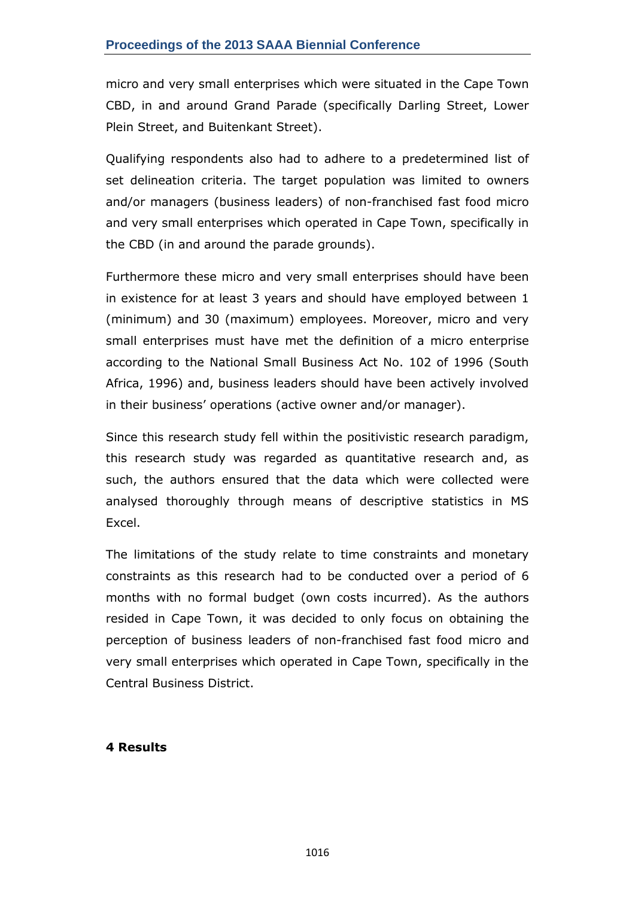micro and very small enterprises which were situated in the Cape Town CBD, in and around Grand Parade (specifically Darling Street, Lower Plein Street, and Buitenkant Street).

Qualifying respondents also had to adhere to a predetermined list of set delineation criteria. The target population was limited to owners and/or managers (business leaders) of non-franchised fast food micro and very small enterprises which operated in Cape Town, specifically in the CBD (in and around the parade grounds).

Furthermore these micro and very small enterprises should have been in existence for at least 3 years and should have employed between 1 (minimum) and 30 (maximum) employees. Moreover, micro and very small enterprises must have met the definition of a micro enterprise according to the National Small Business Act No. 102 of 1996 (South Africa, 1996) and, business leaders should have been actively involved in their business' operations (active owner and/or manager).

Since this research study fell within the positivistic research paradigm, this research study was regarded as quantitative research and, as such, the authors ensured that the data which were collected were analysed thoroughly through means of descriptive statistics in MS Excel.

The limitations of the study relate to time constraints and monetary constraints as this research had to be conducted over a period of 6 months with no formal budget (own costs incurred). As the authors resided in Cape Town, it was decided to only focus on obtaining the perception of business leaders of non-franchised fast food micro and very small enterprises which operated in Cape Town, specifically in the Central Business District.

## 4 Results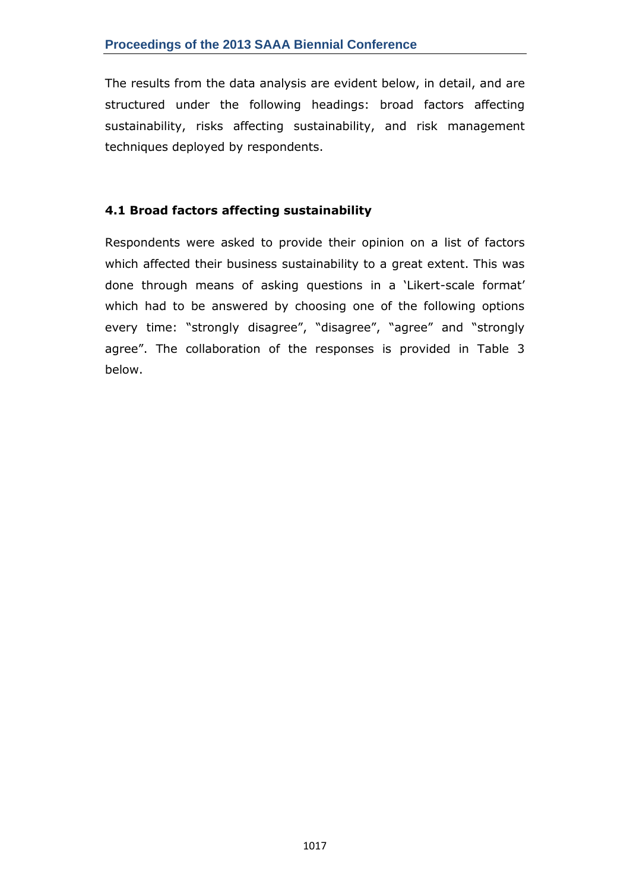The results from the data analysis are evident below, in detail, and are structured under the following headings: broad factors affecting sustainability, risks affecting sustainability, and risk management techniques deployed by respondents.

### 4.1 Broad factors affecting sustainability

Respondents were asked to provide their opinion on a list of factors which affected their business sustainability to a great extent. This was done through means of asking questions in a 'Likert-scale format' which had to be answered by choosing one of the following options every time: "strongly disagree", "disagree", "agree" and "strongly agree". The collaboration of the responses is provided in Table 3 below.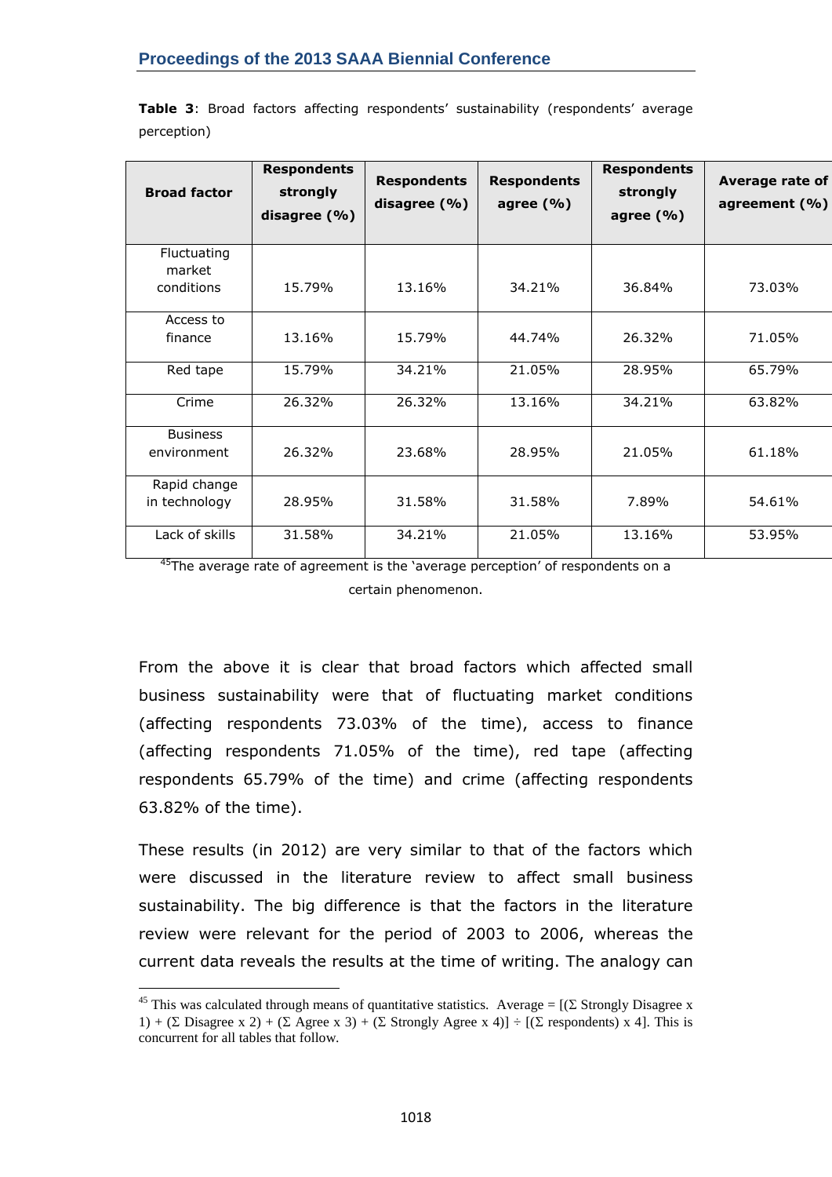**Table 3**: Broad factors affecting respondents' sustainability (respondents' average perception)

| Broad factor | Respondents strongly disagree (%) | Respondents disagree (%) | Respondents agree (%) | Respondents strongly agree (%) | Average rate of agreement (%) |
|---|---|---|---|---|---|
| Fluctuating market conditions | 15.79% | 13.16% | 34.21% | 36.84% | 73.03% |
| Access to finance | 13.16% | 15.79% | 44.74% | 26.32% | 71.05% |
| Red tape | 15.79% | 34.21% | 21.05% | 28.95% | 65.79% |
| Crime | 26.32% | 26.32% | 13.16% | 34.21% | 63.82% |
| Business environment | 26.32% | 23.68% | 28.95% | 21.05% | 61.18% |
| Rapid change in technology | 28.95% | 31.58% | 31.58% | 7.89% | 54.61% |
| Lack of skills | 31.58% | 34.21% | 21.05% | 13.16% | 53.95% |

[45]The average rate of agreement is the 'average perception' of respondents on a certain phenomenon.

From the above it is clear that broad factors which affected small business sustainability were that of fluctuating market conditions (affecting respondents 73.03% of the time), access to finance (affecting respondents 71.05% of the time), red tape (affecting respondents 65.79% of the time) and crime (affecting respondents 63.82% of the time).

These results (in 2012) are very similar to that of the factors which were discussed in the literature review to affect small business sustainability. The big difference is that the factors in the literature review were relevant for the period of 2003 to 2006, whereas the current data reveals the results at the time of writing. The analogy can

[45] This was calculated through means of quantitative statistics. Average = $[(\Sigma \text{ Strongly Disagree} \times 1) + (\Sigma \text{ Disagree} \times 2) + (\Sigma \text{ Agree} \times 3) + (\Sigma \text{ Strongly Agree} \times 4)] \div [(\Sigma \text{ respondents}) \times 4]$. This is concurrent for all tables that follow.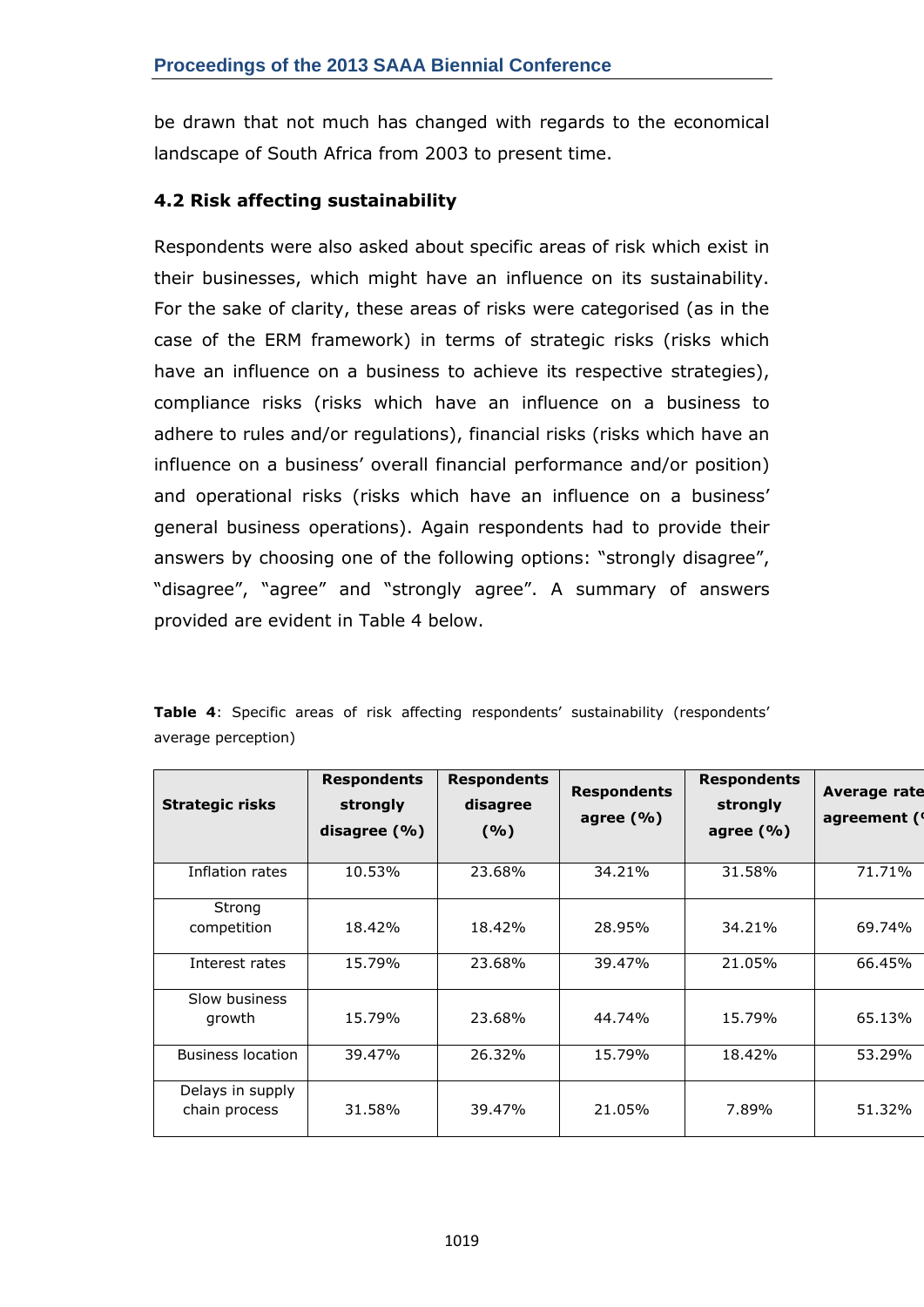be drawn that not much has changed with regards to the economical landscape of South Africa from 2003 to present time.

### 4.2 Risk affecting sustainability

Respondents were also asked about specific areas of risk which exist in their businesses, which might have an influence on its sustainability. For the sake of clarity, these areas of risks were categorised (as in the case of the ERM framework) in terms of strategic risks (risks which have an influence on a business to achieve its respective strategies), compliance risks (risks which have an influence on a business to adhere to rules and/or regulations), financial risks (risks which have an influence on a business' overall financial performance and/or position) and operational risks (risks which have an influence on a business' general business operations). Again respondents had to provide their answers by choosing one of the following options: "strongly disagree", "disagree", "agree" and "strongly agree". A summary of answers provided are evident in Table 4 below.

**Table 4**: Specific areas of risk affecting respondents' sustainability (respondents' average perception)

| Strategic risks | Respondents strongly disagree (%) | Respondents disagree (%) | Respondents agree (%) | Respondents strongly agree (%) | Average rate agreement (% |
|---|---|---|---|---|---|
| Inflation rates | 10.53% | 23.68% | 34.21% | 31.58% | 71.71% |
| Strong competition | 18.42% | 18.42% | 28.95% | 34.21% | 69.74% |
| Interest rates | 15.79% | 23.68% | 39.47% | 21.05% | 66.45% |
| Slow business growth | 15.79% | 23.68% | 44.74% | 15.79% | 65.13% |
| Business location | 39.47% | 26.32% | 15.79% | 18.42% | 53.29% |
| Delays in supply chain process | 31.58% | 39.47% | 21.05% | 7.89% | 51.32% |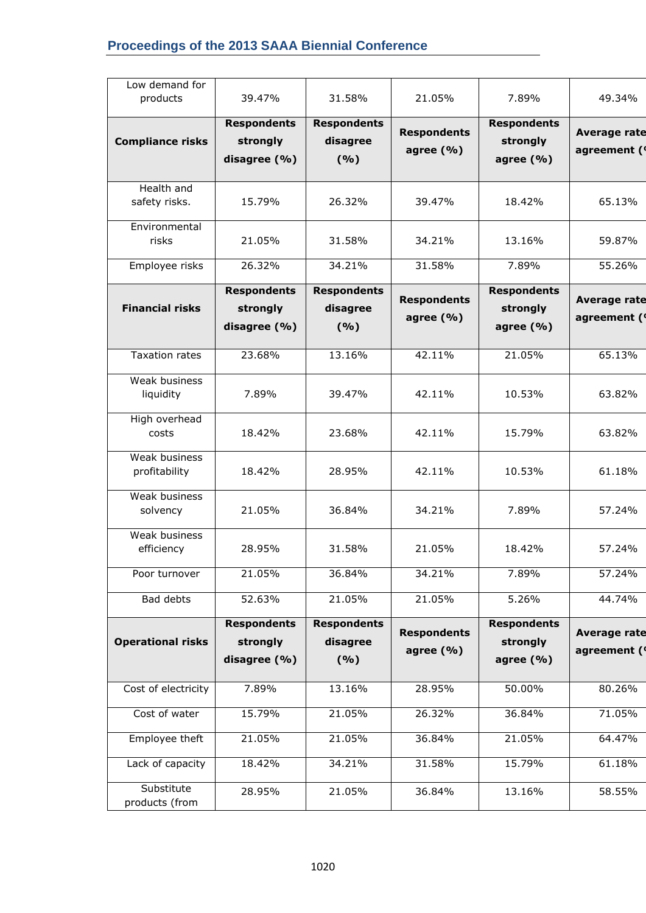| Low demand for products | 39.47% | 31.58% | 21.05% | 7.89% | 49.34% |
|---|---|---|---|---|---|
| **Compliance risks** | **Respondents strongly disagree (%)** | **Respondents disagree (%)** | **Respondents agree (%)** | **Respondents strongly agree (%)** | **Average rate agreement (%** |
| Health and safety risks. | 15.79% | 26.32% | 39.47% | 18.42% | 65.13% |
| Environmental risks | 21.05% | 31.58% | 34.21% | 13.16% | 59.87% |
| Employee risks | 26.32% | 34.21% | 31.58% | 7.89% | 55.26% |
| **Financial risks** | **Respondents strongly disagree (%)** | **Respondents disagree (%)** | **Respondents agree (%)** | **Respondents strongly agree (%)** | **Average rate agreement (%** |
| Taxation rates | 23.68% | 13.16% | 42.11% | 21.05% | 65.13% |
| Weak business liquidity | 7.89% | 39.47% | 42.11% | 10.53% | 63.82% |
| High overhead costs | 18.42% | 23.68% | 42.11% | 15.79% | 63.82% |
| Weak business profitability | 18.42% | 28.95% | 42.11% | 10.53% | 61.18% |
| Weak business solvency | 21.05% | 36.84% | 34.21% | 7.89% | 57.24% |
| Weak business efficiency | 28.95% | 31.58% | 21.05% | 18.42% | 57.24% |
| Poor turnover | 21.05% | 36.84% | 34.21% | 7.89% | 57.24% |
| Bad debts | 52.63% | 21.05% | 21.05% | 5.26% | 44.74% |
| **Operational risks** | **Respondents strongly disagree (%)** | **Respondents disagree (%)** | **Respondents agree (%)** | **Respondents strongly agree (%)** | **Average rate agreement (%** |
| Cost of electricity | 7.89% | 13.16% | 28.95% | 50.00% | 80.26% |
| Cost of water | 15.79% | 21.05% | 26.32% | 36.84% | 71.05% |
| Employee theft | 21.05% | 21.05% | 36.84% | 21.05% | 64.47% |
| Lack of capacity | 18.42% | 34.21% | 31.58% | 15.79% | 61.18% |
| Substitute products (from | 28.95% | 21.05% | 36.84% | 13.16% | 58.55% |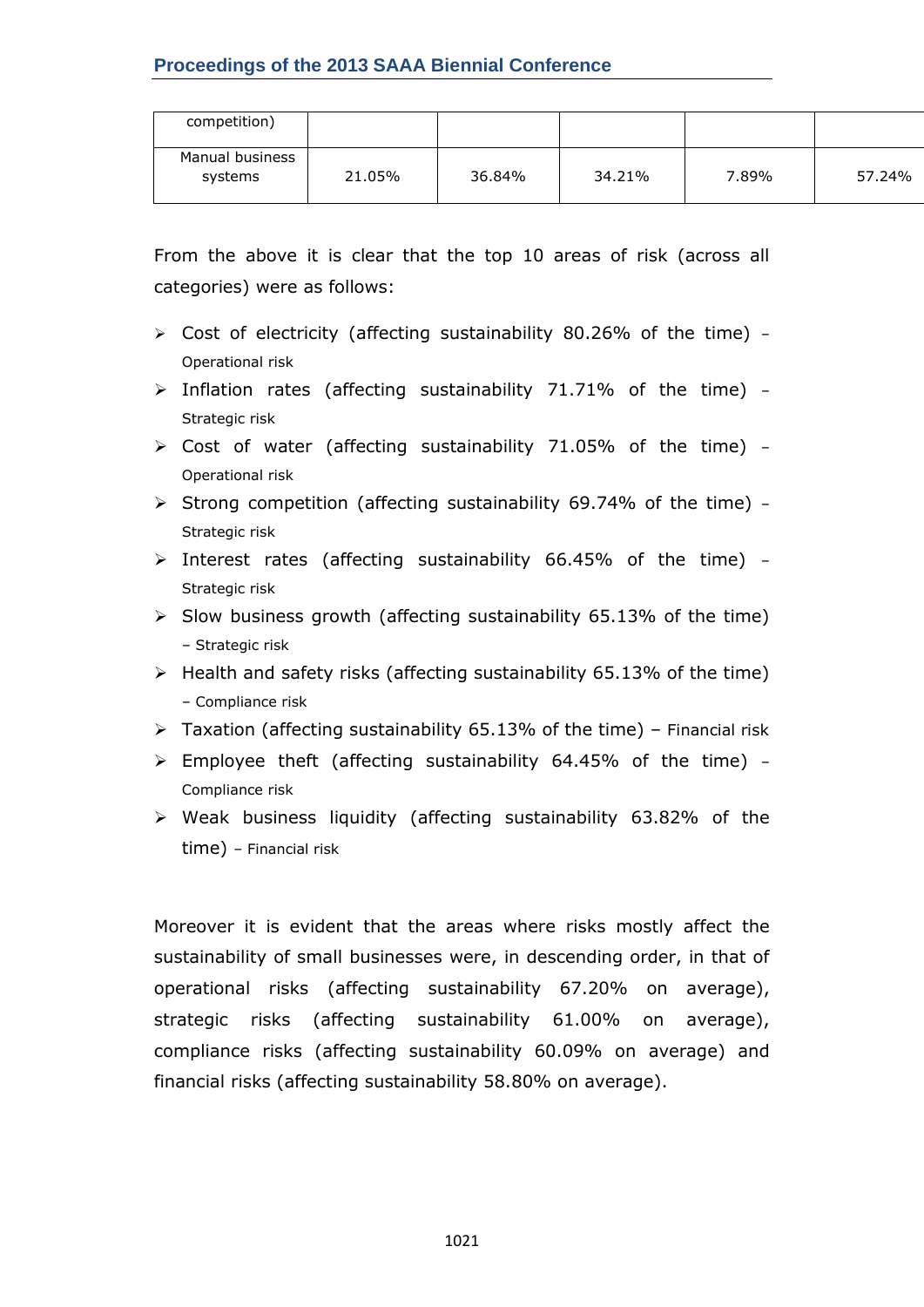| | | | | | |
|---|---|---|---|---|---|
| competition) | | | | | |
| Manual business systems | 21.05% | 36.84% | 34.21% | 7.89% | 57.24% |

From the above it is clear that the top 10 areas of risk (across all categories) were as follows:

- Cost of electricity (affecting sustainability 80.26% of the time) – Operational risk
- Inflation rates (affecting sustainability 71.71% of the time) – Strategic risk
- Cost of water (affecting sustainability 71.05% of the time) – Operational risk
- Strong competition (affecting sustainability 69.74% of the time) – Strategic risk
- Interest rates (affecting sustainability 66.45% of the time) – Strategic risk
- Slow business growth (affecting sustainability 65.13% of the time) – Strategic risk
- Health and safety risks (affecting sustainability 65.13% of the time) – Compliance risk
- Taxation (affecting sustainability 65.13% of the time) – Financial risk
- Employee theft (affecting sustainability 64.45% of the time) – Compliance risk
- Weak business liquidity (affecting sustainability 63.82% of the time) – Financial risk

Moreover it is evident that the areas where risks mostly affect the sustainability of small businesses were, in descending order, in that of operational risks (affecting sustainability 67.20% on average), strategic risks (affecting sustainability 61.00% on average), compliance risks (affecting sustainability 60.09% on average) and financial risks (affecting sustainability 58.80% on average).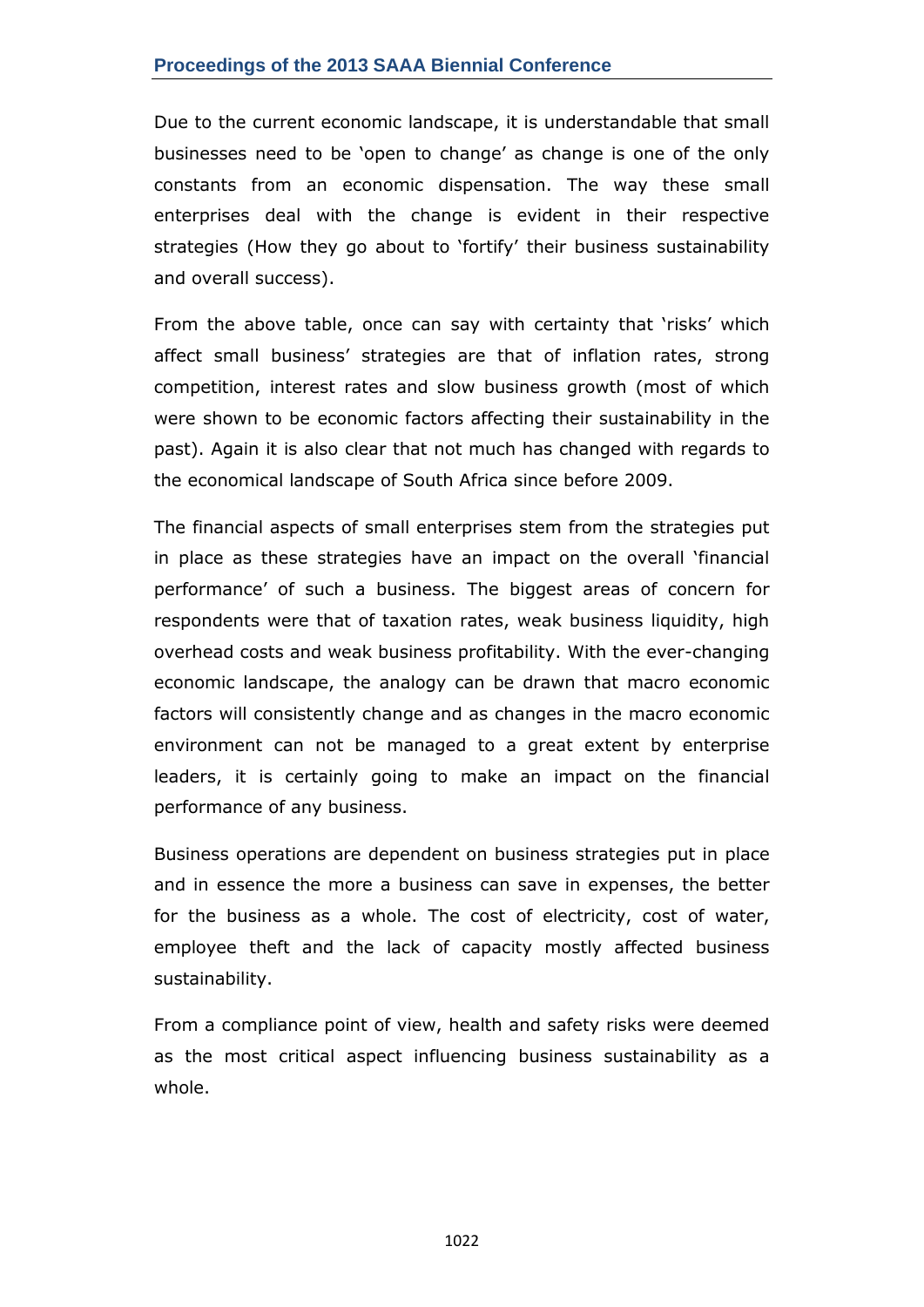Due to the current economic landscape, it is understandable that small businesses need to be 'open to change' as change is one of the only constants from an economic dispensation. The way these small enterprises deal with the change is evident in their respective strategies (How they go about to 'fortify' their business sustainability and overall success).

From the above table, once can say with certainty that 'risks' which affect small business' strategies are that of inflation rates, strong competition, interest rates and slow business growth (most of which were shown to be economic factors affecting their sustainability in the past). Again it is also clear that not much has changed with regards to the economical landscape of South Africa since before 2009.

The financial aspects of small enterprises stem from the strategies put in place as these strategies have an impact on the overall 'financial performance' of such a business. The biggest areas of concern for respondents were that of taxation rates, weak business liquidity, high overhead costs and weak business profitability. With the ever-changing economic landscape, the analogy can be drawn that macro economic factors will consistently change and as changes in the macro economic environment can not be managed to a great extent by enterprise leaders, it is certainly going to make an impact on the financial performance of any business.

Business operations are dependent on business strategies put in place and in essence the more a business can save in expenses, the better for the business as a whole. The cost of electricity, cost of water, employee theft and the lack of capacity mostly affected business sustainability.

From a compliance point of view, health and safety risks were deemed as the most critical aspect influencing business sustainability as a whole.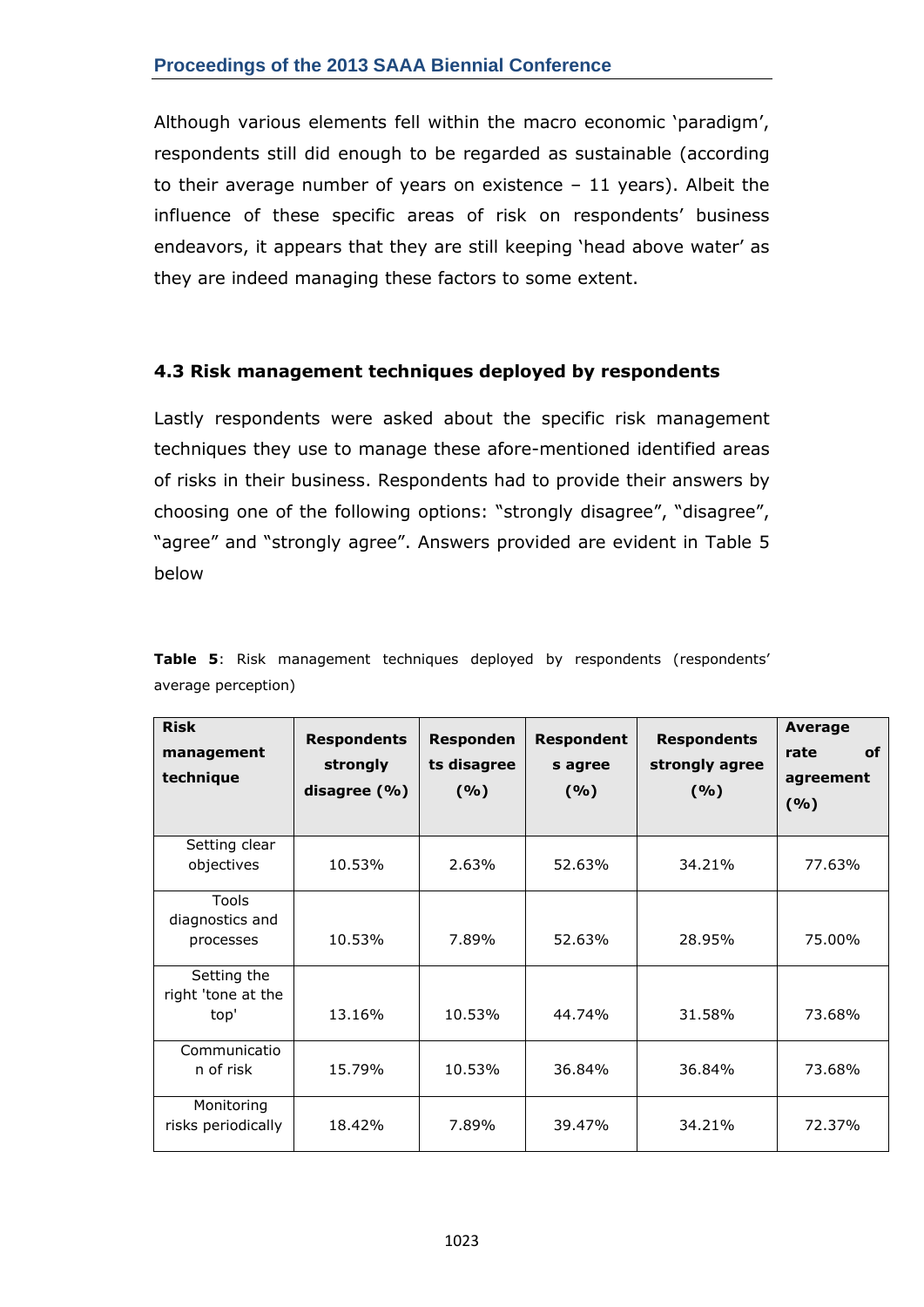Although various elements fell within the macro economic 'paradigm', respondents still did enough to be regarded as sustainable (according to their average number of years on existence – 11 years). Albeit the influence of these specific areas of risk on respondents' business endeavors, it appears that they are still keeping 'head above water' as they are indeed managing these factors to some extent.

### 4.3 Risk management techniques deployed by respondents

Lastly respondents were asked about the specific risk management techniques they use to manage these afore-mentioned identified areas of risks in their business. Respondents had to provide their answers by choosing one of the following options: "strongly disagree", "disagree", "agree" and "strongly agree". Answers provided are evident in Table 5 below

**Table 5**: Risk management techniques deployed by respondents (respondents' average perception)

| Risk management technique | Respondents strongly disagree (%) | Respondents disagree (%) | Respondents agree (%) | Respondents strongly agree (%) | Average rate of agreement (%) |
|---|---|---|---|---|---|
| Setting clear objectives | 10.53% | 2.63% | 52.63% | 34.21% | 77.63% |
| Tools diagnostics and processes | 10.53% | 7.89% | 52.63% | 28.95% | 75.00% |
| Setting the right 'tone at the top' | 13.16% | 10.53% | 44.74% | 31.58% | 73.68% |
| Communication of risk | 15.79% | 10.53% | 36.84% | 36.84% | 73.68% |
| Monitoring risks periodically | 18.42% | 7.89% | 39.47% | 34.21% | 72.37% |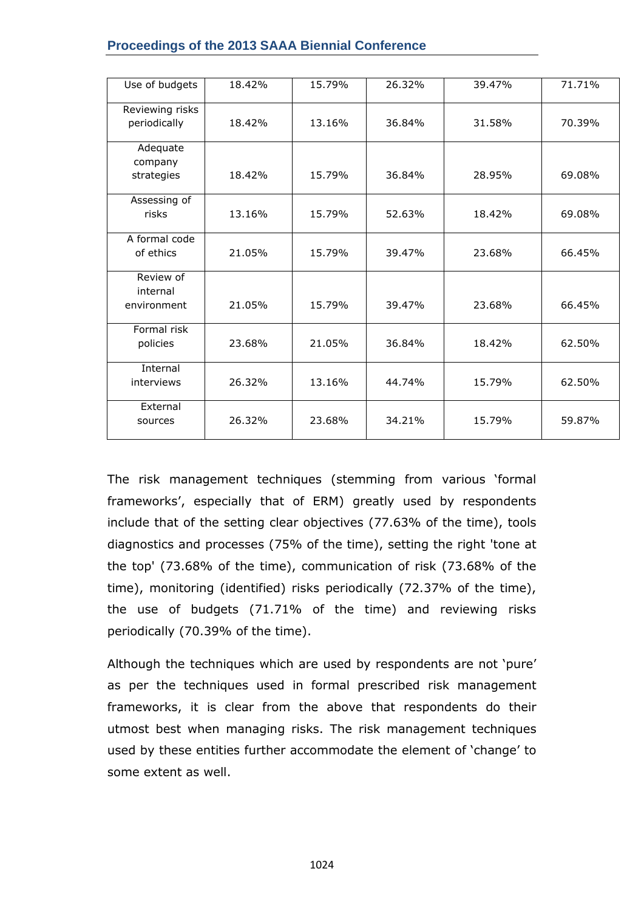| | | | | | |
|---|---|---|---|---|---|
| Use of budgets | 18.42% | 15.79% | 26.32% | 39.47% | 71.71% |
| Reviewing risks periodically | 18.42% | 13.16% | 36.84% | 31.58% | 70.39% |
| Adequate company strategies | 18.42% | 15.79% | 36.84% | 28.95% | 69.08% |
| Assessing of risks | 13.16% | 15.79% | 52.63% | 18.42% | 69.08% |
| A formal code of ethics | 21.05% | 15.79% | 39.47% | 23.68% | 66.45% |
| Review of internal environment | 21.05% | 15.79% | 39.47% | 23.68% | 66.45% |
| Formal risk policies | 23.68% | 21.05% | 36.84% | 18.42% | 62.50% |
| Internal interviews | 26.32% | 13.16% | 44.74% | 15.79% | 62.50% |
| External sources | 26.32% | 23.68% | 34.21% | 15.79% | 59.87% |

The risk management techniques (stemming from various 'formal frameworks', especially that of ERM) greatly used by respondents include that of the setting clear objectives (77.63% of the time), tools diagnostics and processes (75% of the time), setting the right 'tone at the top' (73.68% of the time), communication of risk (73.68% of the time), monitoring (identified) risks periodically (72.37% of the time), the use of budgets (71.71% of the time) and reviewing risks periodically (70.39% of the time).

Although the techniques which are used by respondents are not 'pure' as per the techniques used in formal prescribed risk management frameworks, it is clear from the above that respondents do their utmost best when managing risks. The risk management techniques used by these entities further accommodate the element of 'change' to some extent as well.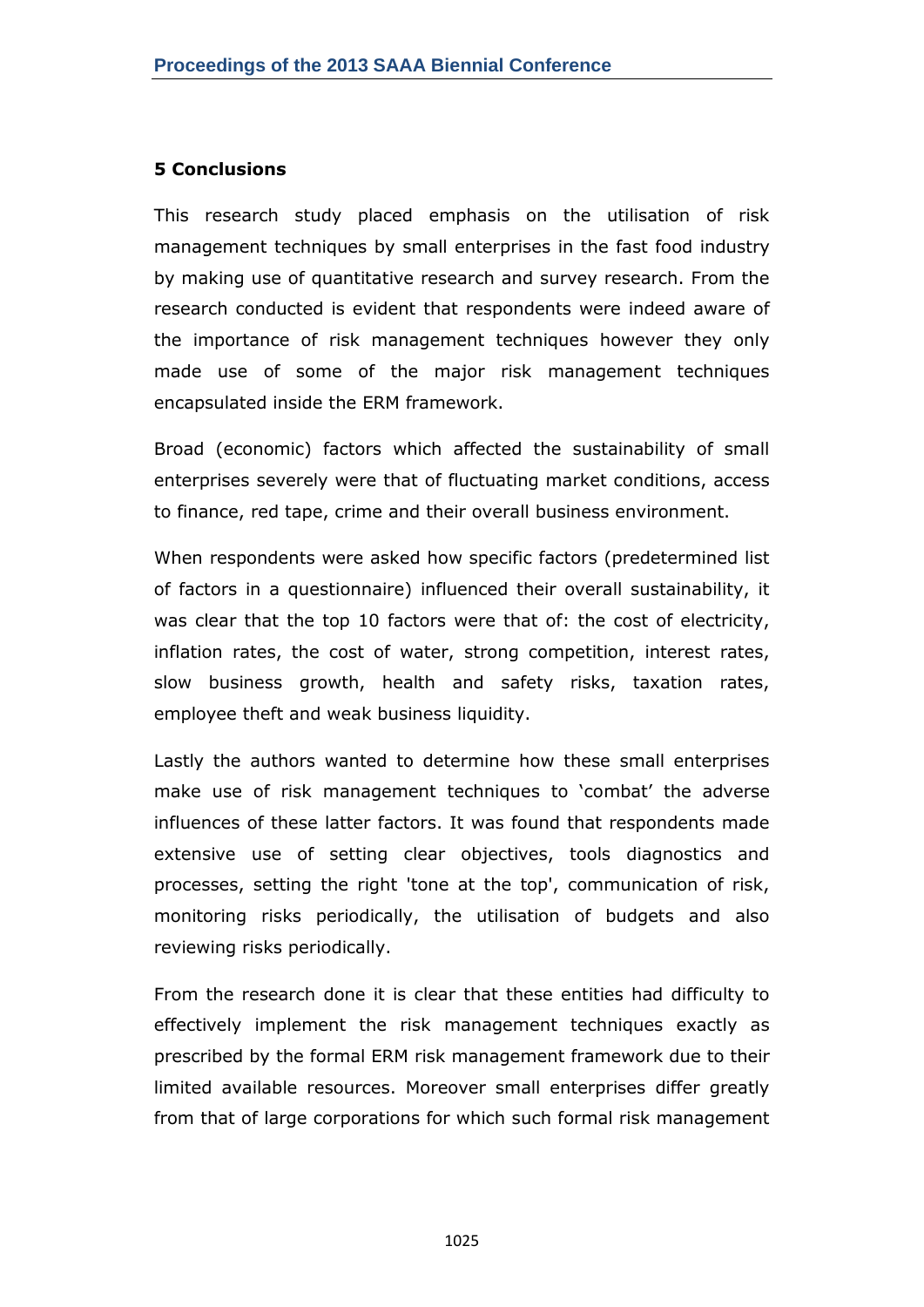## 5 Conclusions

This research study placed emphasis on the utilisation of risk management techniques by small enterprises in the fast food industry by making use of quantitative research and survey research. From the research conducted is evident that respondents were indeed aware of the importance of risk management techniques however they only made use of some of the major risk management techniques encapsulated inside the ERM framework.

Broad (economic) factors which affected the sustainability of small enterprises severely were that of fluctuating market conditions, access to finance, red tape, crime and their overall business environment.

When respondents were asked how specific factors (predetermined list of factors in a questionnaire) influenced their overall sustainability, it was clear that the top 10 factors were that of: the cost of electricity, inflation rates, the cost of water, strong competition, interest rates, slow business growth, health and safety risks, taxation rates, employee theft and weak business liquidity.

Lastly the authors wanted to determine how these small enterprises make use of risk management techniques to 'combat' the adverse influences of these latter factors. It was found that respondents made extensive use of setting clear objectives, tools diagnostics and processes, setting the right 'tone at the top', communication of risk, monitoring risks periodically, the utilisation of budgets and also reviewing risks periodically.

From the research done it is clear that these entities had difficulty to effectively implement the risk management techniques exactly as prescribed by the formal ERM risk management framework due to their limited available resources. Moreover small enterprises differ greatly from that of large corporations for which such formal risk management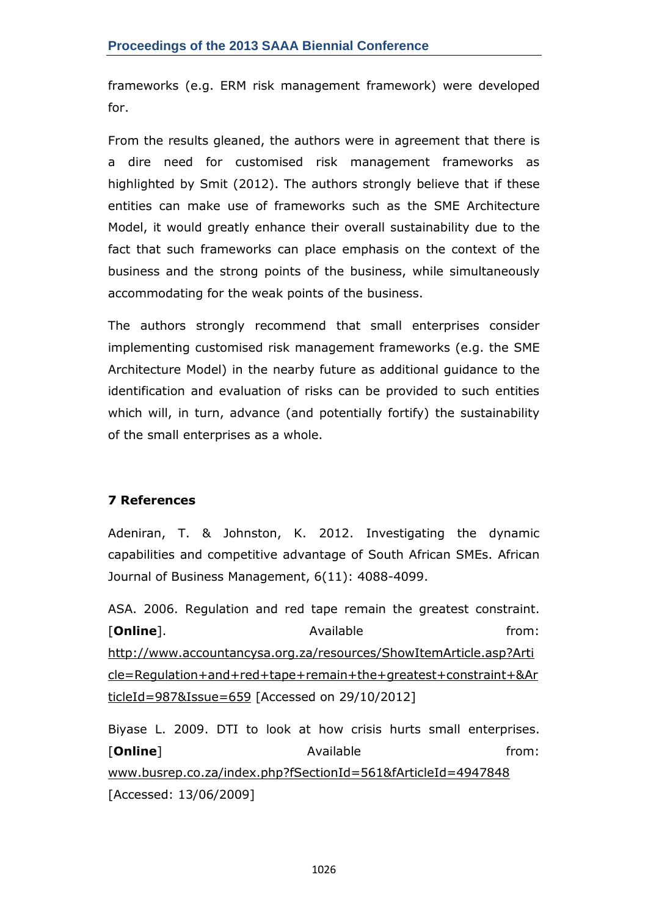frameworks (e.g. ERM risk management framework) were developed for.

From the results gleaned, the authors were in agreement that there is a dire need for customised risk management frameworks as highlighted by Smit (2012). The authors strongly believe that if these entities can make use of frameworks such as the SME Architecture Model, it would greatly enhance their overall sustainability due to the fact that such frameworks can place emphasis on the context of the business and the strong points of the business, while simultaneously accommodating for the weak points of the business.

The authors strongly recommend that small enterprises consider implementing customised risk management frameworks (e.g. the SME Architecture Model) in the nearby future as additional guidance to the identification and evaluation of risks can be provided to such entities which will, in turn, advance (and potentially fortify) the sustainability of the small enterprises as a whole.

## 7 References

Adeniran, T. & Johnston, K. 2012. Investigating the dynamic capabilities and competitive advantage of South African SMEs. African Journal of Business Management, 6(11): 4088-4099.

ASA. 2006. Regulation and red tape remain the greatest constraint. [**Online**]. Available from: http://www.accountancysa.org.za/resources/ShowItemArticle.asp?Article=Regulation+and+red+tape+remain+the+greatest+constraint+&ArticleId=987&Issue=659 [Accessed on 29/10/2012]

Biyase L. 2009. DTI to look at how crisis hurts small enterprises. [**Online**] Available from: www.busrep.co.za/index.php?fSectionId=561&fArticleId=4947848 [Accessed: 13/06/2009]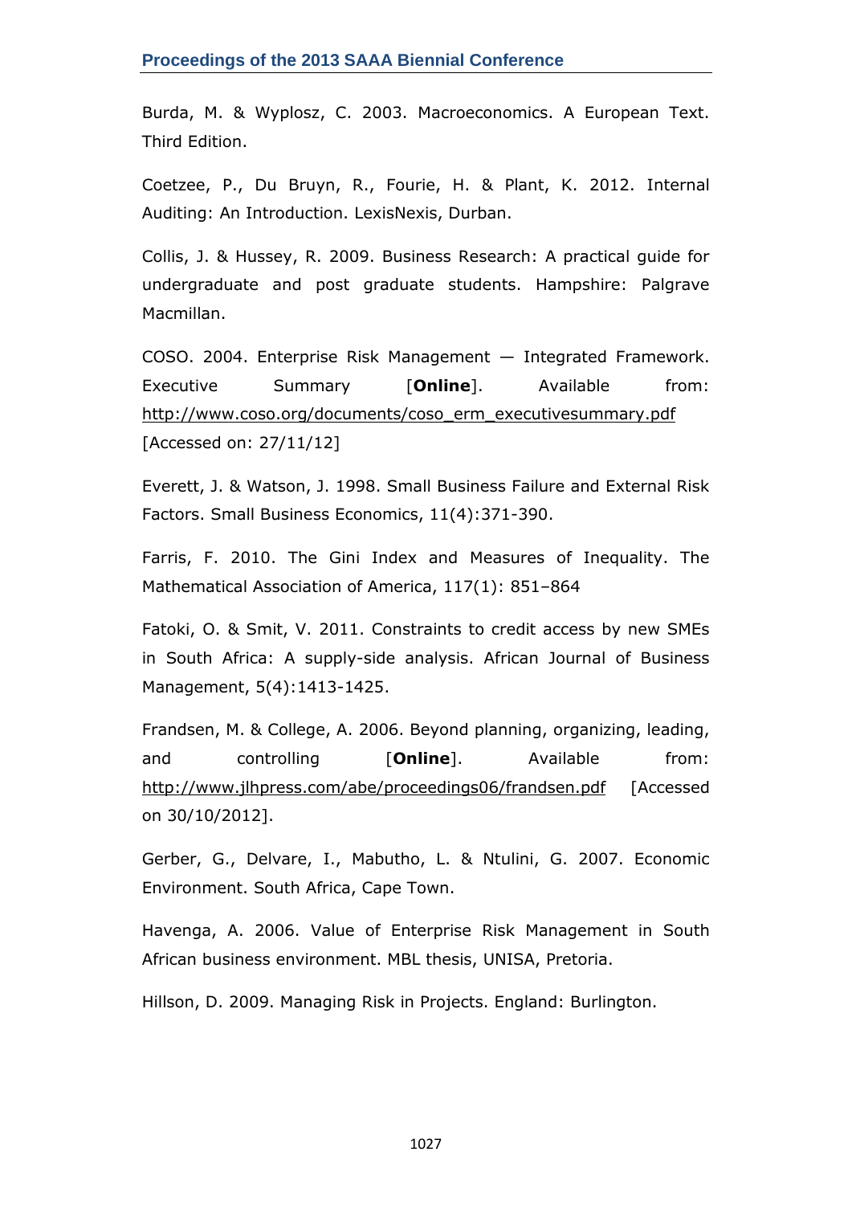Burda, M. & Wyplosz, C. 2003. Macroeconomics. A European Text. Third Edition.

Coetzee, P., Du Bruyn, R., Fourie, H. & Plant, K. 2012. Internal Auditing: An Introduction. LexisNexis, Durban.

Collis, J. & Hussey, R. 2009. Business Research: A practical guide for undergraduate and post graduate students. Hampshire: Palgrave Macmillan.

COSO. 2004. Enterprise Risk Management — Integrated Framework. Executive Summary [**Online**]. Available from: http://www.coso.org/documents/coso_erm_executivesummary.pdf [Accessed on: 27/11/12]

Everett, J. & Watson, J. 1998. Small Business Failure and External Risk Factors. Small Business Economics, 11(4):371-390.

Farris, F. 2010. The Gini Index and Measures of Inequality. The Mathematical Association of America, 117(1): 851–864

Fatoki, O. & Smit, V. 2011. Constraints to credit access by new SMEs in South Africa: A supply-side analysis. African Journal of Business Management, 5(4):1413-1425.

Frandsen, M. & College, A. 2006. Beyond planning, organizing, leading, and controlling [**Online**]. Available from: http://www.jlhpress.com/abe/proceedings06/frandsen.pdf [Accessed on 30/10/2012].

Gerber, G., Delvare, I., Mabutho, L. & Ntulini, G. 2007. Economic Environment. South Africa, Cape Town.

Havenga, A. 2006. Value of Enterprise Risk Management in South African business environment. MBL thesis, UNISA, Pretoria.

Hillson, D. 2009. Managing Risk in Projects. England: Burlington.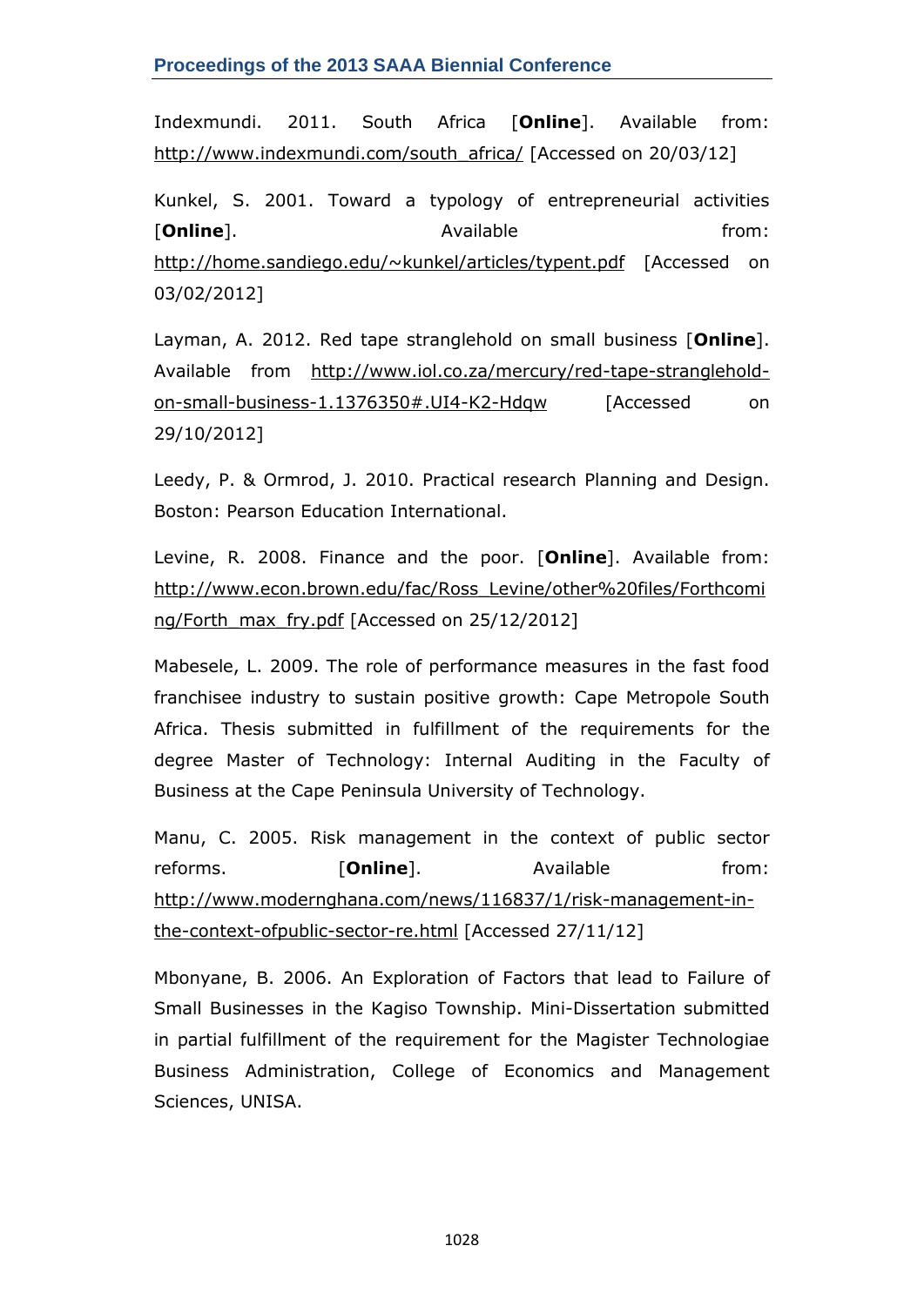Indexmundi. 2011. South Africa [**Online**]. Available from: http://www.indexmundi.com/south_africa/ [Accessed on 20/03/12]

Kunkel, S. 2001. Toward a typology of entrepreneurial activities [**Online**]. Available from: http://home.sandiego.edu/~kunkel/articles/typent.pdf [Accessed on 03/02/2012]

Layman, A. 2012. Red tape stranglehold on small business [**Online**]. Available from http://www.iol.co.za/mercury/red-tape-stranglehold-on-small-business-1.1376350#.UI4-K2-Hdqw [Accessed on 29/10/2012]

Leedy, P. & Ormrod, J. 2010. Practical research Planning and Design. Boston: Pearson Education International.

Levine, R. 2008. Finance and the poor. [**Online**]. Available from: http://www.econ.brown.edu/fac/Ross_Levine/other%20files/Forthcoming/Forth_max_fry.pdf [Accessed on 25/12/2012]

Mabesele, L. 2009. The role of performance measures in the fast food franchisee industry to sustain positive growth: Cape Metropole South Africa. Thesis submitted in fulfillment of the requirements for the degree Master of Technology: Internal Auditing in the Faculty of Business at the Cape Peninsula University of Technology.

Manu, C. 2005. Risk management in the context of public sector reforms. [**Online**]. Available from: http://www.modernghana.com/news/116837/1/risk-management-in-the-context-ofpublic-sector-re.html [Accessed 27/11/12]

Mbonyane, B. 2006. An Exploration of Factors that lead to Failure of Small Businesses in the Kagiso Township. Mini-Dissertation submitted in partial fulfillment of the requirement for the Magister Technologiae Business Administration, College of Economics and Management Sciences, UNISA.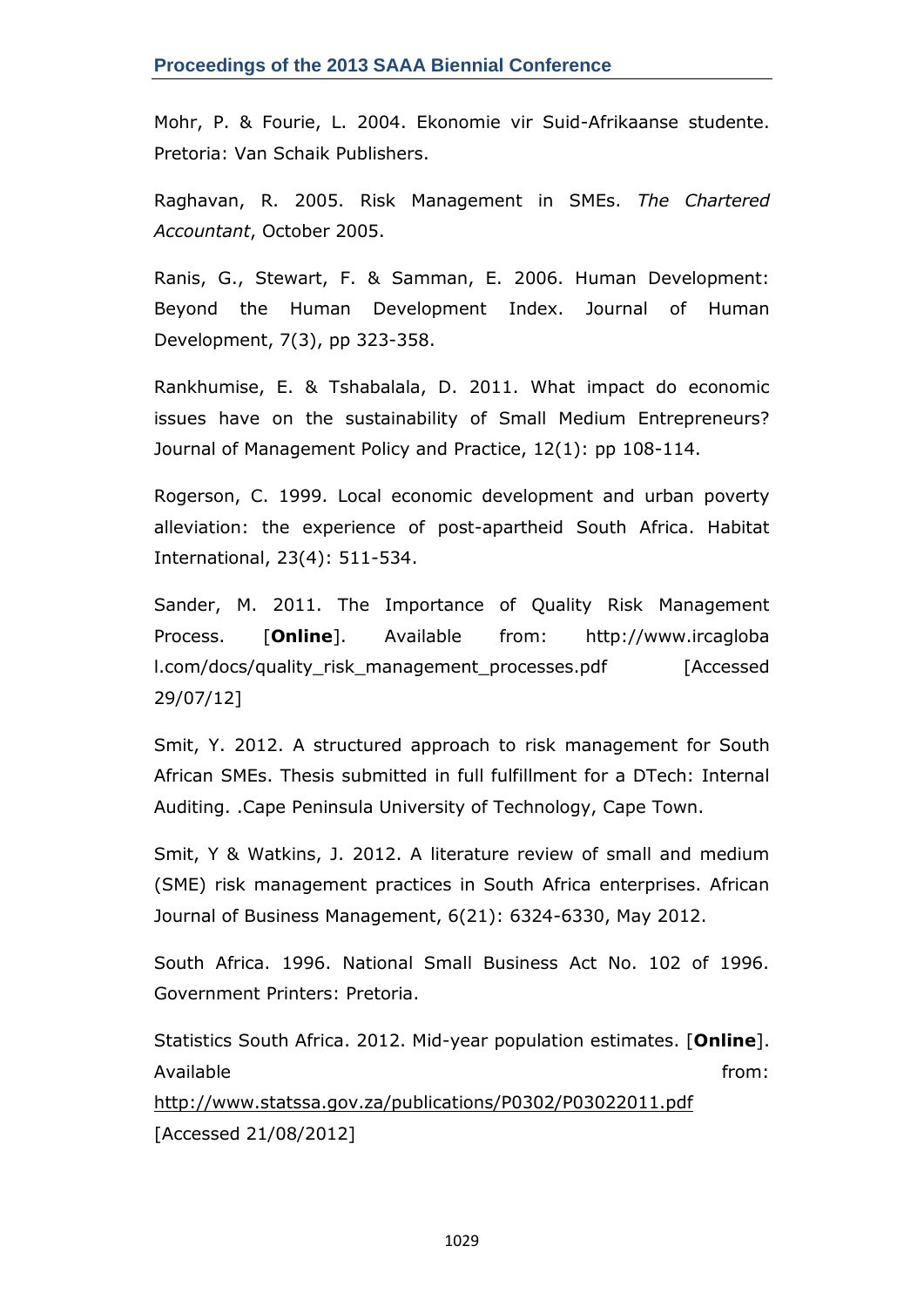Mohr, P. & Fourie, L. 2004. Ekonomie vir Suid-Afrikaanse studente. Pretoria: Van Schaik Publishers.

Raghavan, R. 2005. Risk Management in SMEs. *The Chartered Accountant*, October 2005.

Ranis, G., Stewart, F. & Samman, E. 2006. Human Development: Beyond the Human Development Index. Journal of Human Development, 7(3), pp 323-358.

Rankhumise, E. & Tshabalala, D. 2011. What impact do economic issues have on the sustainability of Small Medium Entrepreneurs? Journal of Management Policy and Practice, 12(1): pp 108-114.

Rogerson, C. 1999. Local economic development and urban poverty alleviation: the experience of post-apartheid South Africa. Habitat International, 23(4): 511-534.

Sander, M. 2011. The Importance of Quality Risk Management Process. [**Online**]. Available from: http://www.ircaglobal.com/docs/quality_risk_management_processes.pdf [Accessed 29/07/12]

Smit, Y. 2012. A structured approach to risk management for South African SMEs. Thesis submitted in full fulfillment for a DTech: Internal Auditing. .Cape Peninsula University of Technology, Cape Town.

Smit, Y & Watkins, J. 2012. A literature review of small and medium (SME) risk management practices in South Africa enterprises. African Journal of Business Management, 6(21): 6324-6330, May 2012.

South Africa. 1996. National Small Business Act No. 102 of 1996. Government Printers: Pretoria.

Statistics South Africa. 2012. Mid-year population estimates. [**Online**]. Available from: http://www.statssa.gov.za/publications/P0302/P03022011.pdf [Accessed 21/08/2012]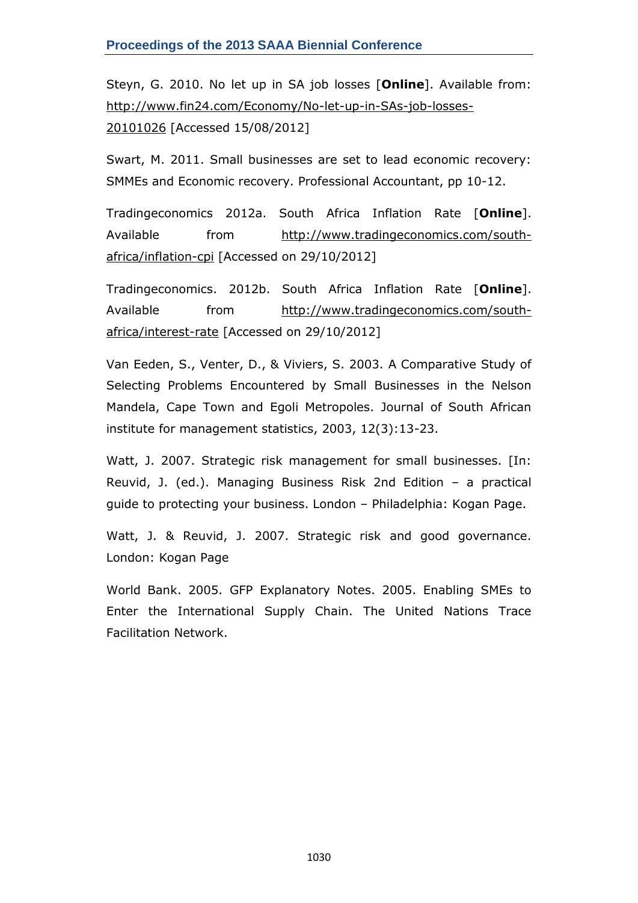Steyn, G. 2010. No let up in SA job losses [**Online**]. Available from: http://www.fin24.com/Economy/No-let-up-in-SAs-job-losses-20101026 [Accessed 15/08/2012]

Swart, M. 2011. Small businesses are set to lead economic recovery: SMMEs and Economic recovery. Professional Accountant, pp 10-12.

Tradingeconomics 2012a. South Africa Inflation Rate [**Online**]. Available from http://www.tradingeconomics.com/south-africa/inflation-cpi [Accessed on 29/10/2012]

Tradingeconomics. 2012b. South Africa Inflation Rate [**Online**]. Available from http://www.tradingeconomics.com/south-africa/interest-rate [Accessed on 29/10/2012]

Van Eeden, S., Venter, D., & Viviers, S. 2003. A Comparative Study of Selecting Problems Encountered by Small Businesses in the Nelson Mandela, Cape Town and Egoli Metropoles. Journal of South African institute for management statistics, 2003, 12(3):13-23.

Watt, J. 2007. Strategic risk management for small businesses. [In: Reuvid, J. (ed.). Managing Business Risk 2nd Edition – a practical guide to protecting your business. London – Philadelphia: Kogan Page.

Watt, J. & Reuvid, J. 2007. Strategic risk and good governance. London: Kogan Page

World Bank. 2005. GFP Explanatory Notes. 2005. Enabling SMEs to Enter the International Supply Chain. The United Nations Trace Facilitation Network.